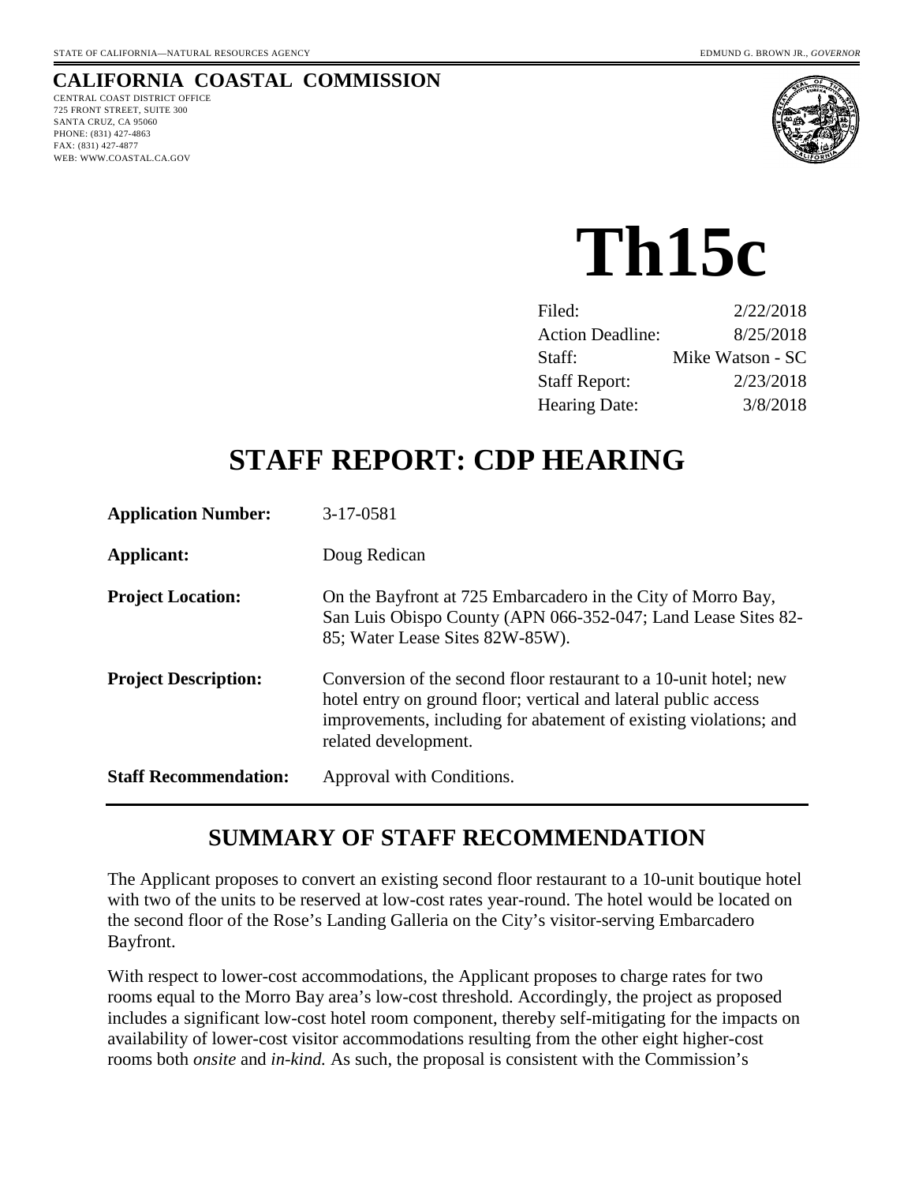STATE OF CALIFORNIA—NATURAL RESOURCES AGENCY EDMUND G. BROWN JR., *GOVERNOR*

**CALIFORNIA COASTAL COMMISSION**
CENTRAL COAST DISTRICT OFFICE
725 FRONT STREET, SUITE 300
SANTA CRUZ, CA 95060
PHONE: (831) 427-4863
FAX: (831) 427-4877
WEB: WWW.COASTAL.CA.GOV

# Th15c

| | |
|---|---|
| Filed: | 2/22/2018 |
| Action Deadline: | 8/25/2018 |
| Staff: | Mike Watson - SC |
| Staff Report: | 2/23/2018 |
| Hearing Date: | 3/8/2018 |

# STAFF REPORT: CDP HEARING

| | |
|---|---|
| **Application Number:** | 3-17-0581 |
| **Applicant:** | Doug Redican |
| **Project Location:** | On the Bayfront at 725 Embarcadero in the City of Morro Bay, San Luis Obispo County (APN 066-352-047; Land Lease Sites 82-85; Water Lease Sites 82W-85W). |
| **Project Description:** | Conversion of the second floor restaurant to a 10-unit hotel; new hotel entry on ground floor; vertical and lateral public access improvements, including for abatement of existing violations; and related development. |
| **Staff Recommendation:** | Approval with Conditions. |

## SUMMARY OF STAFF RECOMMENDATION

The Applicant proposes to convert an existing second floor restaurant to a 10-unit boutique hotel with two of the units to be reserved at low-cost rates year-round. The hotel would be located on the second floor of the Rose's Landing Galleria on the City's visitor-serving Embarcadero Bayfront.

With respect to lower-cost accommodations, the Applicant proposes to charge rates for two rooms equal to the Morro Bay area's low-cost threshold. Accordingly, the project as proposed includes a significant low-cost hotel room component, thereby self-mitigating for the impacts on availability of lower-cost visitor accommodations resulting from the other eight higher-cost rooms both *onsite* and *in-kind.* As such, the proposal is consistent with the Commission's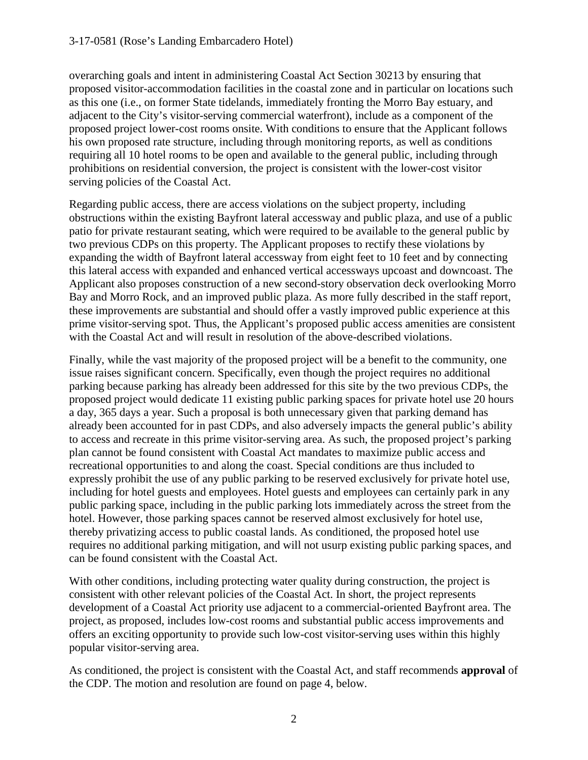overarching goals and intent in administering Coastal Act Section 30213 by ensuring that proposed visitor-accommodation facilities in the coastal zone and in particular on locations such as this one (i.e., on former State tidelands, immediately fronting the Morro Bay estuary, and adjacent to the City's visitor-serving commercial waterfront), include as a component of the proposed project lower-cost rooms onsite. With conditions to ensure that the Applicant follows his own proposed rate structure, including through monitoring reports, as well as conditions requiring all 10 hotel rooms to be open and available to the general public, including through prohibitions on residential conversion, the project is consistent with the lower-cost visitor serving policies of the Coastal Act.

Regarding public access, there are access violations on the subject property, including obstructions within the existing Bayfront lateral accessway and public plaza, and use of a public patio for private restaurant seating, which were required to be available to the general public by two previous CDPs on this property. The Applicant proposes to rectify these violations by expanding the width of Bayfront lateral accessway from eight feet to 10 feet and by connecting this lateral access with expanded and enhanced vertical accessways upcoast and downcoast. The Applicant also proposes construction of a new second-story observation deck overlooking Morro Bay and Morro Rock, and an improved public plaza. As more fully described in the staff report, these improvements are substantial and should offer a vastly improved public experience at this prime visitor-serving spot. Thus, the Applicant's proposed public access amenities are consistent with the Coastal Act and will result in resolution of the above-described violations.

Finally, while the vast majority of the proposed project will be a benefit to the community, one issue raises significant concern. Specifically, even though the project requires no additional parking because parking has already been addressed for this site by the two previous CDPs, the proposed project would dedicate 11 existing public parking spaces for private hotel use 20 hours a day, 365 days a year. Such a proposal is both unnecessary given that parking demand has already been accounted for in past CDPs, and also adversely impacts the general public's ability to access and recreate in this prime visitor-serving area. As such, the proposed project's parking plan cannot be found consistent with Coastal Act mandates to maximize public access and recreational opportunities to and along the coast. Special conditions are thus included to expressly prohibit the use of any public parking to be reserved exclusively for private hotel use, including for hotel guests and employees. Hotel guests and employees can certainly park in any public parking space, including in the public parking lots immediately across the street from the hotel. However, those parking spaces cannot be reserved almost exclusively for hotel use, thereby privatizing access to public coastal lands. As conditioned, the proposed hotel use requires no additional parking mitigation, and will not usurp existing public parking spaces, and can be found consistent with the Coastal Act.

With other conditions, including protecting water quality during construction, the project is consistent with other relevant policies of the Coastal Act. In short, the project represents development of a Coastal Act priority use adjacent to a commercial-oriented Bayfront area. The project, as proposed, includes low-cost rooms and substantial public access improvements and offers an exciting opportunity to provide such low-cost visitor-serving uses within this highly popular visitor-serving area.

As conditioned, the project is consistent with the Coastal Act, and staff recommends **approval** of the CDP. The motion and resolution are found on page 4, below.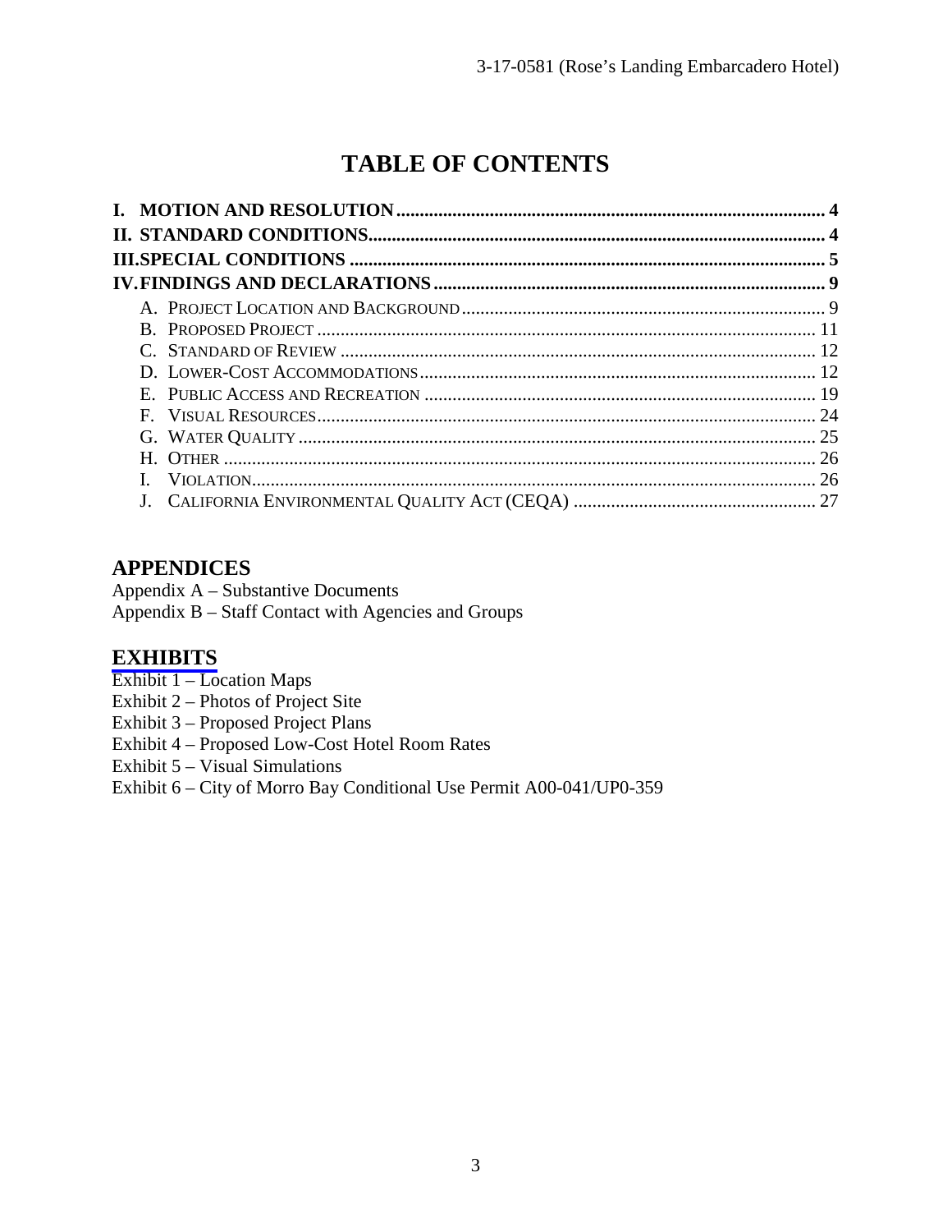# TABLE OF CONTENTS

**I. MOTION AND RESOLUTION** ........................................................................................ **4**
**II. STANDARD CONDITIONS** ............................................................................................ **4**
**III. SPECIAL CONDITIONS** ............................................................................................. **5**
**IV. FINDINGS AND DECLARATIONS** ................................................................................ **9**

- A. PROJECT LOCATION AND BACKGROUND ..................................................................... 9
- B. PROPOSED PROJECT .................................................................................................. 11
- C. STANDARD OF REVIEW ............................................................................................... 12
- D. LOWER-COST ACCOMMODATIONS ............................................................................... 12
- E. PUBLIC ACCESS AND RECREATION ............................................................................. 19
- F. VISUAL RESOURCES .................................................................................................. 24
- G. WATER QUALITY ........................................................................................................ 25
- H. OTHER ...................................................................................................................... 26
- I. VIOLATION .................................................................................................................. 26
- J. CALIFORNIA ENVIRONMENTAL QUALITY ACT (CEQA) ................................................... 27

## APPENDICES

Appendix A – Substantive Documents
Appendix B – Staff Contact with Agencies and Groups

## EXHIBITS

Exhibit 1 – Location Maps
Exhibit 2 – Photos of Project Site
Exhibit 3 – Proposed Project Plans
Exhibit 4 – Proposed Low-Cost Hotel Room Rates
Exhibit 5 – Visual Simulations
Exhibit 6 – City of Morro Bay Conditional Use Permit A00-041/UP0-359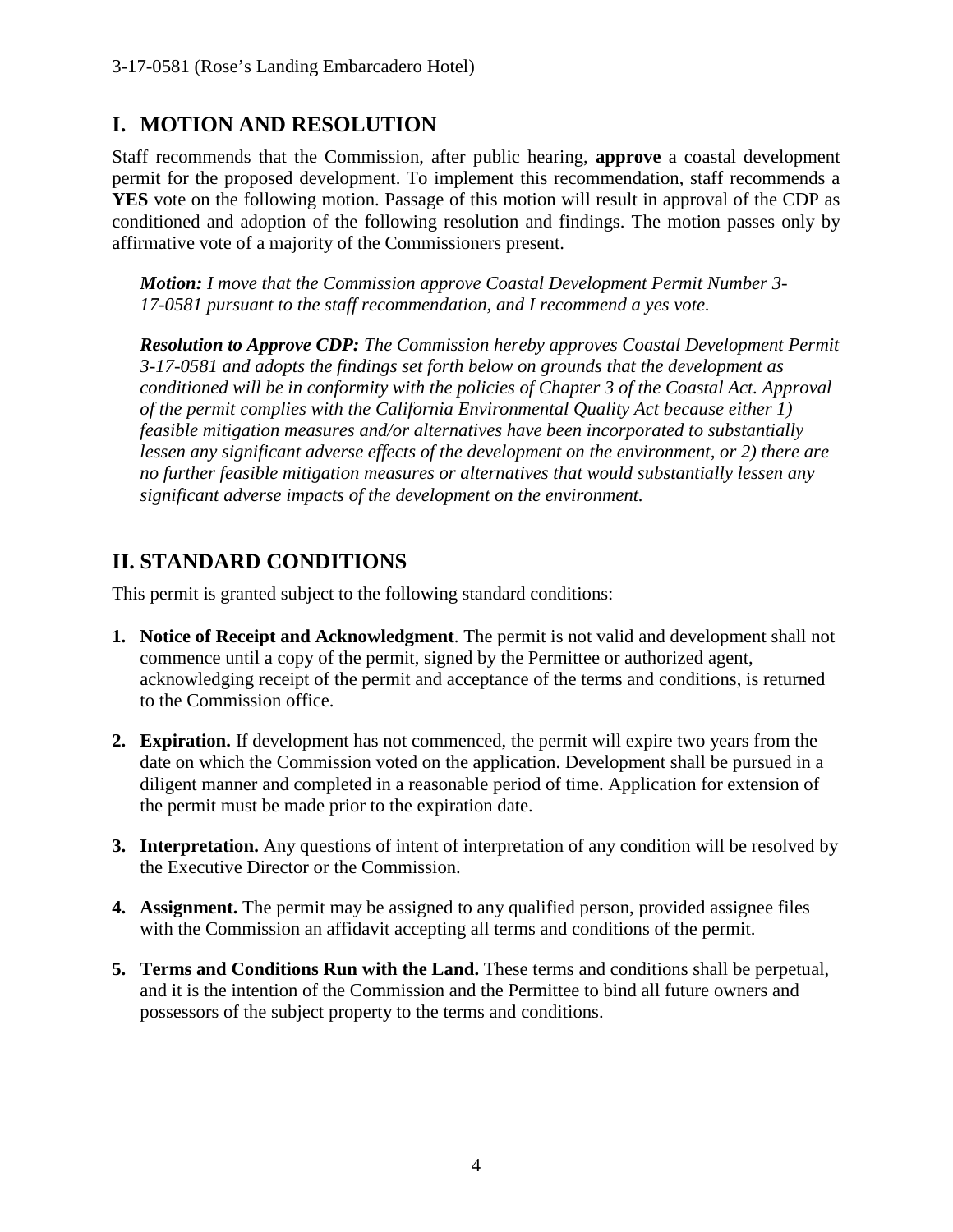## I. MOTION AND RESOLUTION

Staff recommends that the Commission, after public hearing, **approve** a coastal development permit for the proposed development. To implement this recommendation, staff recommends a **YES** vote on the following motion. Passage of this motion will result in approval of the CDP as conditioned and adoption of the following resolution and findings. The motion passes only by affirmative vote of a majority of the Commissioners present.

> ***Motion:*** *I move that the Commission approve Coastal Development Permit Number 3-17-0581 pursuant to the staff recommendation, and I recommend a yes vote.*
>
> ***Resolution to Approve CDP:*** *The Commission hereby approves Coastal Development Permit 3-17-0581 and adopts the findings set forth below on grounds that the development as conditioned will be in conformity with the policies of Chapter 3 of the Coastal Act. Approval of the permit complies with the California Environmental Quality Act because either 1) feasible mitigation measures and/or alternatives have been incorporated to substantially lessen any significant adverse effects of the development on the environment, or 2) there are no further feasible mitigation measures or alternatives that would substantially lessen any significant adverse impacts of the development on the environment.*

## II. STANDARD CONDITIONS

This permit is granted subject to the following standard conditions:

1. **Notice of Receipt and Acknowledgment**. The permit is not valid and development shall not commence until a copy of the permit, signed by the Permittee or authorized agent, acknowledging receipt of the permit and acceptance of the terms and conditions, is returned to the Commission office.
2. **Expiration.** If development has not commenced, the permit will expire two years from the date on which the Commission voted on the application. Development shall be pursued in a diligent manner and completed in a reasonable period of time. Application for extension of the permit must be made prior to the expiration date.
3. **Interpretation.** Any questions of intent of interpretation of any condition will be resolved by the Executive Director or the Commission.
4. **Assignment.** The permit may be assigned to any qualified person, provided assignee files with the Commission an affidavit accepting all terms and conditions of the permit.
5. **Terms and Conditions Run with the Land.** These terms and conditions shall be perpetual, and it is the intention of the Commission and the Permittee to bind all future owners and possessors of the subject property to the terms and conditions.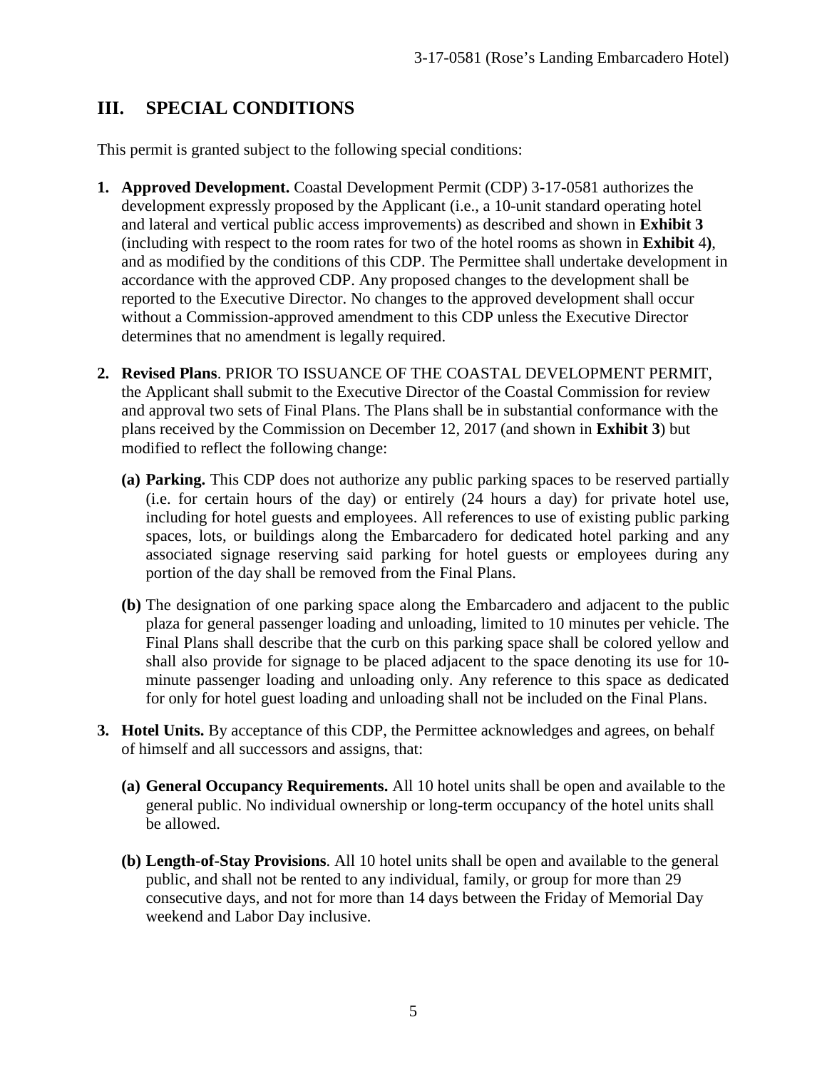## III. SPECIAL CONDITIONS

This permit is granted subject to the following special conditions:

1. **Approved Development.** Coastal Development Permit (CDP) 3-17-0581 authorizes the development expressly proposed by the Applicant (i.e., a 10-unit standard operating hotel and lateral and vertical public access improvements) as described and shown in **Exhibit 3** (including with respect to the room rates for two of the hotel rooms as shown in **Exhibit** 4**)**, and as modified by the conditions of this CDP. The Permittee shall undertake development in accordance with the approved CDP. Any proposed changes to the development shall be reported to the Executive Director. No changes to the approved development shall occur without a Commission-approved amendment to this CDP unless the Executive Director determines that no amendment is legally required.

2. **Revised Plans**. PRIOR TO ISSUANCE OF THE COASTAL DEVELOPMENT PERMIT, the Applicant shall submit to the Executive Director of the Coastal Commission for review and approval two sets of Final Plans. The Plans shall be in substantial conformance with the plans received by the Commission on December 12, 2017 (and shown in **Exhibit 3**) but modified to reflect the following change:

   **(a) Parking.** This CDP does not authorize any public parking spaces to be reserved partially (i.e. for certain hours of the day) or entirely (24 hours a day) for private hotel use, including for hotel guests and employees. All references to use of existing public parking spaces, lots, or buildings along the Embarcadero for dedicated hotel parking and any associated signage reserving said parking for hotel guests or employees during any portion of the day shall be removed from the Final Plans.

   **(b)** The designation of one parking space along the Embarcadero and adjacent to the public plaza for general passenger loading and unloading, limited to 10 minutes per vehicle. The Final Plans shall describe that the curb on this parking space shall be colored yellow and shall also provide for signage to be placed adjacent to the space denoting its use for 10-minute passenger loading and unloading only. Any reference to this space as dedicated for only for hotel guest loading and unloading shall not be included on the Final Plans.

3. **Hotel Units.** By acceptance of this CDP, the Permittee acknowledges and agrees, on behalf of himself and all successors and assigns, that:

   **(a) General Occupancy Requirements.** All 10 hotel units shall be open and available to the general public. No individual ownership or long-term occupancy of the hotel units shall be allowed.

   **(b) Length-of-Stay Provisions**. All 10 hotel units shall be open and available to the general public, and shall not be rented to any individual, family, or group for more than 29 consecutive days, and not for more than 14 days between the Friday of Memorial Day weekend and Labor Day inclusive.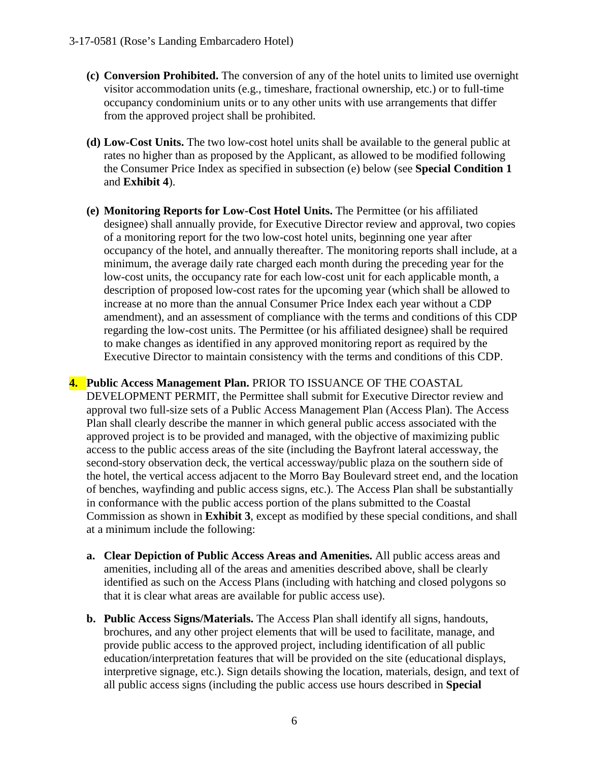- **(c) Conversion Prohibited.** The conversion of any of the hotel units to limited use overnight visitor accommodation units (e.g., timeshare, fractional ownership, etc.) or to full-time occupancy condominium units or to any other units with use arrangements that differ from the approved project shall be prohibited.

- **(d) Low-Cost Units.** The two low-cost hotel units shall be available to the general public at rates no higher than as proposed by the Applicant, as allowed to be modified following the Consumer Price Index as specified in subsection (e) below (see **Special Condition 1** and **Exhibit 4**).

- **(e) Monitoring Reports for Low-Cost Hotel Units.** The Permittee (or his affiliated designee) shall annually provide, for Executive Director review and approval, two copies of a monitoring report for the two low-cost hotel units, beginning one year after occupancy of the hotel, and annually thereafter. The monitoring reports shall include, at a minimum, the average daily rate charged each month during the preceding year for the low-cost units, the occupancy rate for each low-cost unit for each applicable month, a description of proposed low-cost rates for the upcoming year (which shall be allowed to increase at no more than the annual Consumer Price Index each year without a CDP amendment), and an assessment of compliance with the terms and conditions of this CDP regarding the low-cost units. The Permittee (or his affiliated designee) shall be required to make changes as identified in any approved monitoring report as required by the Executive Director to maintain consistency with the terms and conditions of this CDP.

**4. Public Access Management Plan.** PRIOR TO ISSUANCE OF THE COASTAL DEVELOPMENT PERMIT, the Permittee shall submit for Executive Director review and approval two full-size sets of a Public Access Management Plan (Access Plan). The Access Plan shall clearly describe the manner in which general public access associated with the approved project is to be provided and managed, with the objective of maximizing public access to the public access areas of the site (including the Bayfront lateral accessway, the second-story observation deck, the vertical accessway/public plaza on the southern side of the hotel, the vertical access adjacent to the Morro Bay Boulevard street end, and the location of benches, wayfinding and public access signs, etc.). The Access Plan shall be substantially in conformance with the public access portion of the plans submitted to the Coastal Commission as shown in **Exhibit 3**, except as modified by these special conditions, and shall at a minimum include the following:

- **a. Clear Depiction of Public Access Areas and Amenities.** All public access areas and amenities, including all of the areas and amenities described above, shall be clearly identified as such on the Access Plans (including with hatching and closed polygons so that it is clear what areas are available for public access use).

- **b. Public Access Signs/Materials.** The Access Plan shall identify all signs, handouts, brochures, and any other project elements that will be used to facilitate, manage, and provide public access to the approved project, including identification of all public education/interpretation features that will be provided on the site (educational displays, interpretive signage, etc.). Sign details showing the location, materials, design, and text of all public access signs (including the public access use hours described in **Special**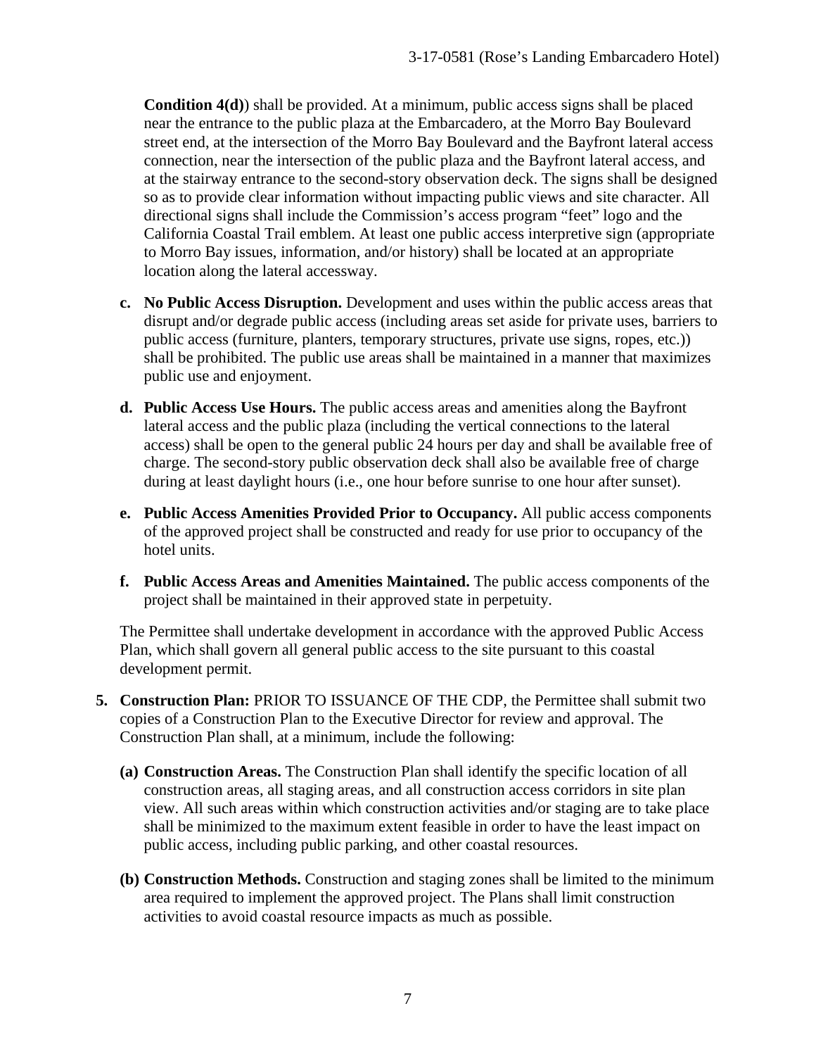**Condition 4(d)**) shall be provided. At a minimum, public access signs shall be placed near the entrance to the public plaza at the Embarcadero, at the Morro Bay Boulevard street end, at the intersection of the Morro Bay Boulevard and the Bayfront lateral access connection, near the intersection of the public plaza and the Bayfront lateral access, and at the stairway entrance to the second-story observation deck. The signs shall be designed so as to provide clear information without impacting public views and site character. All directional signs shall include the Commission's access program "feet" logo and the California Coastal Trail emblem. At least one public access interpretive sign (appropriate to Morro Bay issues, information, and/or history) shall be located at an appropriate location along the lateral accessway.

c. **No Public Access Disruption.** Development and uses within the public access areas that disrupt and/or degrade public access (including areas set aside for private uses, barriers to public access (furniture, planters, temporary structures, private use signs, ropes, etc.)) shall be prohibited. The public use areas shall be maintained in a manner that maximizes public use and enjoyment.

d. **Public Access Use Hours.** The public access areas and amenities along the Bayfront lateral access and the public plaza (including the vertical connections to the lateral access) shall be open to the general public 24 hours per day and shall be available free of charge. The second-story public observation deck shall also be available free of charge during at least daylight hours (i.e., one hour before sunrise to one hour after sunset).

e. **Public Access Amenities Provided Prior to Occupancy.** All public access components of the approved project shall be constructed and ready for use prior to occupancy of the hotel units.

f. **Public Access Areas and Amenities Maintained.** The public access components of the project shall be maintained in their approved state in perpetuity.

The Permittee shall undertake development in accordance with the approved Public Access Plan, which shall govern all general public access to the site pursuant to this coastal development permit.

5. **Construction Plan:** PRIOR TO ISSUANCE OF THE CDP, the Permittee shall submit two copies of a Construction Plan to the Executive Director for review and approval. The Construction Plan shall, at a minimum, include the following:

   **(a) Construction Areas.** The Construction Plan shall identify the specific location of all construction areas, all staging areas, and all construction access corridors in site plan view. All such areas within which construction activities and/or staging are to take place shall be minimized to the maximum extent feasible in order to have the least impact on public access, including public parking, and other coastal resources.

   **(b) Construction Methods.** Construction and staging zones shall be limited to the minimum area required to implement the approved project. The Plans shall limit construction activities to avoid coastal resource impacts as much as possible.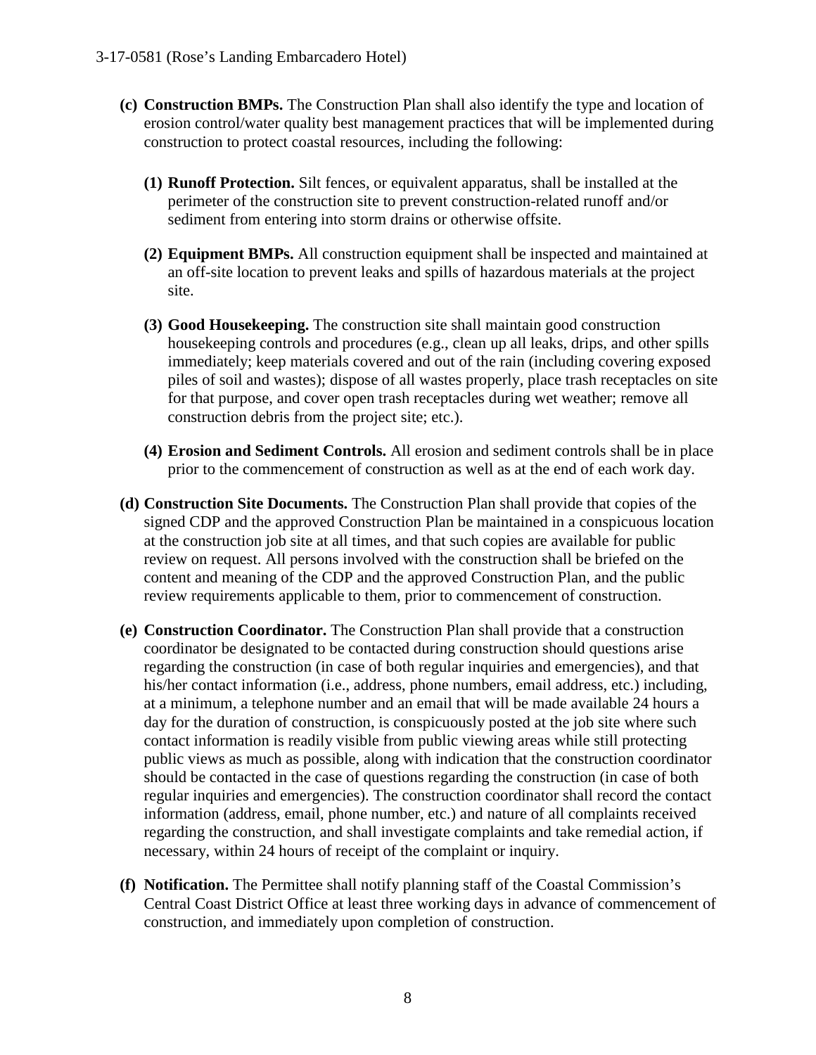- **(c) Construction BMPs.** The Construction Plan shall also identify the type and location of erosion control/water quality best management practices that will be implemented during construction to protect coastal resources, including the following:

  - **(1) Runoff Protection.** Silt fences, or equivalent apparatus, shall be installed at the perimeter of the construction site to prevent construction-related runoff and/or sediment from entering into storm drains or otherwise offsite.

  - **(2) Equipment BMPs.** All construction equipment shall be inspected and maintained at an off-site location to prevent leaks and spills of hazardous materials at the project site.

  - **(3) Good Housekeeping.** The construction site shall maintain good construction housekeeping controls and procedures (e.g., clean up all leaks, drips, and other spills immediately; keep materials covered and out of the rain (including covering exposed piles of soil and wastes); dispose of all wastes properly, place trash receptacles on site for that purpose, and cover open trash receptacles during wet weather; remove all construction debris from the project site; etc.).

  - **(4) Erosion and Sediment Controls.** All erosion and sediment controls shall be in place prior to the commencement of construction as well as at the end of each work day.

- **(d) Construction Site Documents.** The Construction Plan shall provide that copies of the signed CDP and the approved Construction Plan be maintained in a conspicuous location at the construction job site at all times, and that such copies are available for public review on request. All persons involved with the construction shall be briefed on the content and meaning of the CDP and the approved Construction Plan, and the public review requirements applicable to them, prior to commencement of construction.

- **(e) Construction Coordinator.** The Construction Plan shall provide that a construction coordinator be designated to be contacted during construction should questions arise regarding the construction (in case of both regular inquiries and emergencies), and that his/her contact information (i.e., address, phone numbers, email address, etc.) including, at a minimum, a telephone number and an email that will be made available 24 hours a day for the duration of construction, is conspicuously posted at the job site where such contact information is readily visible from public viewing areas while still protecting public views as much as possible, along with indication that the construction coordinator should be contacted in the case of questions regarding the construction (in case of both regular inquiries and emergencies). The construction coordinator shall record the contact information (address, email, phone number, etc.) and nature of all complaints received regarding the construction, and shall investigate complaints and take remedial action, if necessary, within 24 hours of receipt of the complaint or inquiry.

- **(f) Notification.** The Permittee shall notify planning staff of the Coastal Commission's Central Coast District Office at least three working days in advance of commencement of construction, and immediately upon completion of construction.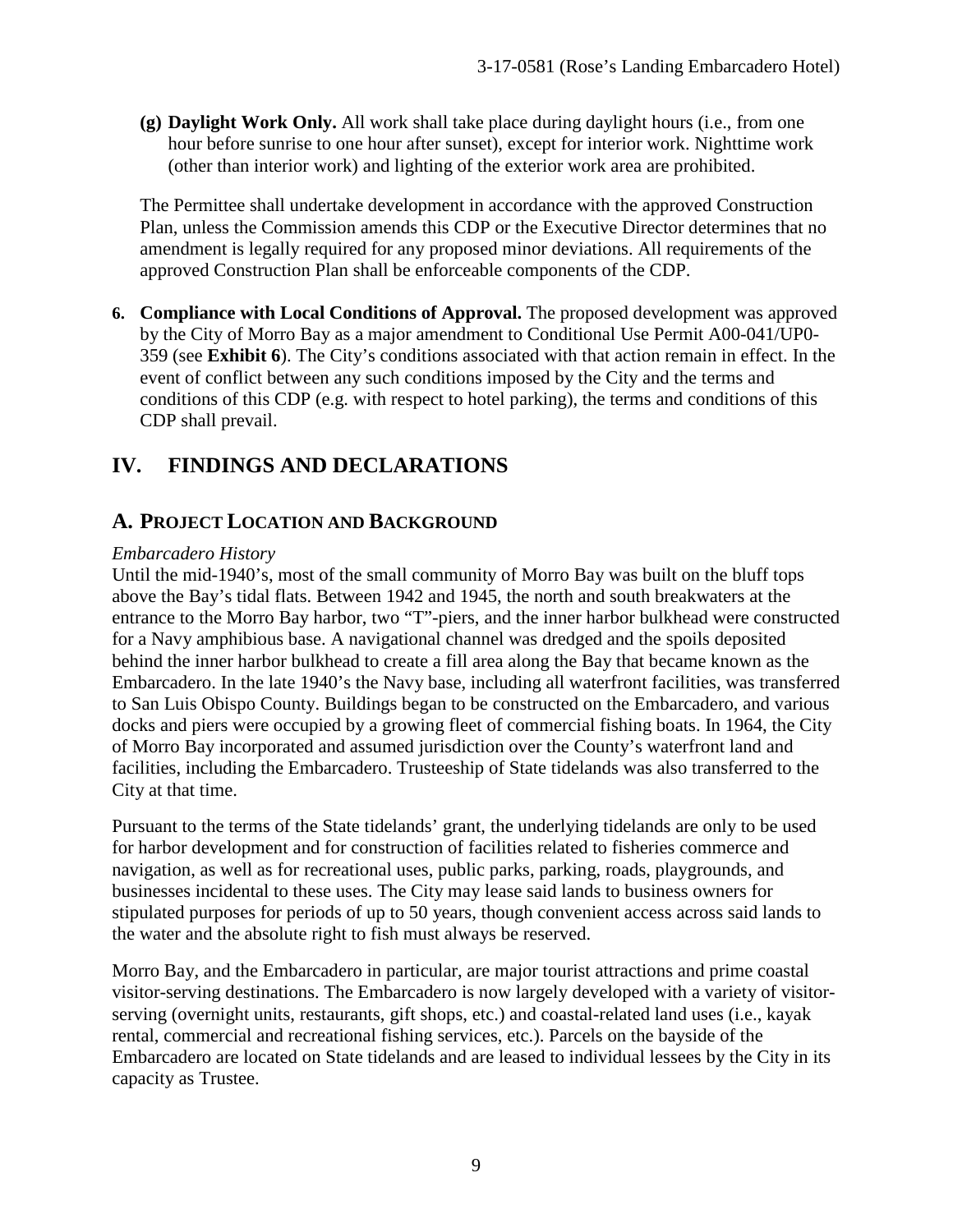**(g) Daylight Work Only.** All work shall take place during daylight hours (i.e., from one hour before sunrise to one hour after sunset), except for interior work. Nighttime work (other than interior work) and lighting of the exterior work area are prohibited.

The Permittee shall undertake development in accordance with the approved Construction Plan, unless the Commission amends this CDP or the Executive Director determines that no amendment is legally required for any proposed minor deviations. All requirements of the approved Construction Plan shall be enforceable components of the CDP.

6. **Compliance with Local Conditions of Approval.** The proposed development was approved by the City of Morro Bay as a major amendment to Conditional Use Permit A00-041/UP0-359 (see **Exhibit 6**). The City's conditions associated with that action remain in effect. In the event of conflict between any such conditions imposed by the City and the terms and conditions of this CDP (e.g. with respect to hotel parking), the terms and conditions of this CDP shall prevail.

# IV. FINDINGS AND DECLARATIONS

## A. PROJECT LOCATION AND BACKGROUND

*Embarcadero History*

Until the mid-1940's, most of the small community of Morro Bay was built on the bluff tops above the Bay's tidal flats. Between 1942 and 1945, the north and south breakwaters at the entrance to the Morro Bay harbor, two "T"-piers, and the inner harbor bulkhead were constructed for a Navy amphibious base. A navigational channel was dredged and the spoils deposited behind the inner harbor bulkhead to create a fill area along the Bay that became known as the Embarcadero. In the late 1940's the Navy base, including all waterfront facilities, was transferred to San Luis Obispo County. Buildings began to be constructed on the Embarcadero, and various docks and piers were occupied by a growing fleet of commercial fishing boats. In 1964, the City of Morro Bay incorporated and assumed jurisdiction over the County's waterfront land and facilities, including the Embarcadero. Trusteeship of State tidelands was also transferred to the City at that time.

Pursuant to the terms of the State tidelands' grant, the underlying tidelands are only to be used for harbor development and for construction of facilities related to fisheries commerce and navigation, as well as for recreational uses, public parks, parking, roads, playgrounds, and businesses incidental to these uses. The City may lease said lands to business owners for stipulated purposes for periods of up to 50 years, though convenient access across said lands to the water and the absolute right to fish must always be reserved.

Morro Bay, and the Embarcadero in particular, are major tourist attractions and prime coastal visitor-serving destinations. The Embarcadero is now largely developed with a variety of visitor-serving (overnight units, restaurants, gift shops, etc.) and coastal-related land uses (i.e., kayak rental, commercial and recreational fishing services, etc.). Parcels on the bayside of the Embarcadero are located on State tidelands and are leased to individual lessees by the City in its capacity as Trustee.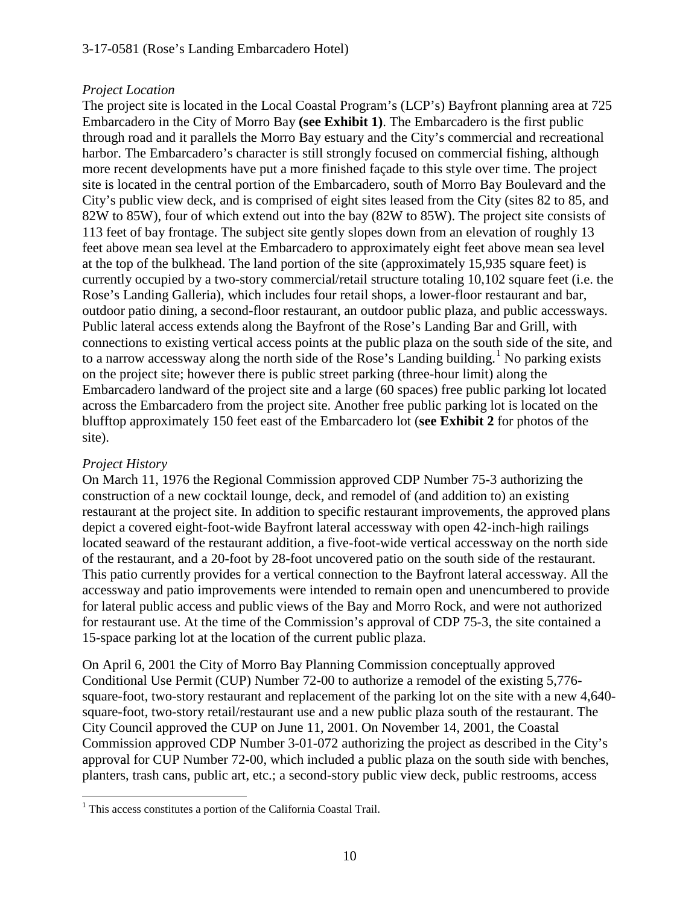*Project Location*

The project site is located in the Local Coastal Program's (LCP's) Bayfront planning area at 725 Embarcadero in the City of Morro Bay **(see Exhibit 1)**. The Embarcadero is the first public through road and it parallels the Morro Bay estuary and the City's commercial and recreational harbor. The Embarcadero's character is still strongly focused on commercial fishing, although more recent developments have put a more finished façade to this style over time. The project site is located in the central portion of the Embarcadero, south of Morro Bay Boulevard and the City's public view deck, and is comprised of eight sites leased from the City (sites 82 to 85, and 82W to 85W), four of which extend out into the bay (82W to 85W). The project site consists of 113 feet of bay frontage. The subject site gently slopes down from an elevation of roughly 13 feet above mean sea level at the Embarcadero to approximately eight feet above mean sea level at the top of the bulkhead. The land portion of the site (approximately 15,935 square feet) is currently occupied by a two-story commercial/retail structure totaling 10,102 square feet (i.e. the Rose's Landing Galleria), which includes four retail shops, a lower-floor restaurant and bar, outdoor patio dining, a second-floor restaurant, an outdoor public plaza, and public accessways. Public lateral access extends along the Bayfront of the Rose's Landing Bar and Grill, with connections to existing vertical access points at the public plaza on the south side of the site, and to a narrow accessway along the north side of the Rose's Landing building.[1] No parking exists on the project site; however there is public street parking (three-hour limit) along the Embarcadero landward of the project site and a large (60 spaces) free public parking lot located across the Embarcadero from the project site. Another free public parking lot is located on the blufftop approximately 150 feet east of the Embarcadero lot (**see Exhibit 2** for photos of the site).

*Project History*

On March 11, 1976 the Regional Commission approved CDP Number 75-3 authorizing the construction of a new cocktail lounge, deck, and remodel of (and addition to) an existing restaurant at the project site. In addition to specific restaurant improvements, the approved plans depict a covered eight-foot-wide Bayfront lateral accessway with open 42-inch-high railings located seaward of the restaurant addition, a five-foot-wide vertical accessway on the north side of the restaurant, and a 20-foot by 28-foot uncovered patio on the south side of the restaurant. This patio currently provides for a vertical connection to the Bayfront lateral accessway. All the accessway and patio improvements were intended to remain open and unencumbered to provide for lateral public access and public views of the Bay and Morro Rock, and were not authorized for restaurant use. At the time of the Commission's approval of CDP 75-3, the site contained a 15-space parking lot at the location of the current public plaza.

On April 6, 2001 the City of Morro Bay Planning Commission conceptually approved Conditional Use Permit (CUP) Number 72-00 to authorize a remodel of the existing 5,776-square-foot, two-story restaurant and replacement of the parking lot on the site with a new 4,640-square-foot, two-story retail/restaurant use and a new public plaza south of the restaurant. The City Council approved the CUP on June 11, 2001. On November 14, 2001, the Coastal Commission approved CDP Number 3-01-072 authorizing the project as described in the City's approval for CUP Number 72-00, which included a public plaza on the south side with benches, planters, trash cans, public art, etc.; a second-story public view deck, public restrooms, access

[1] This access constitutes a portion of the California Coastal Trail.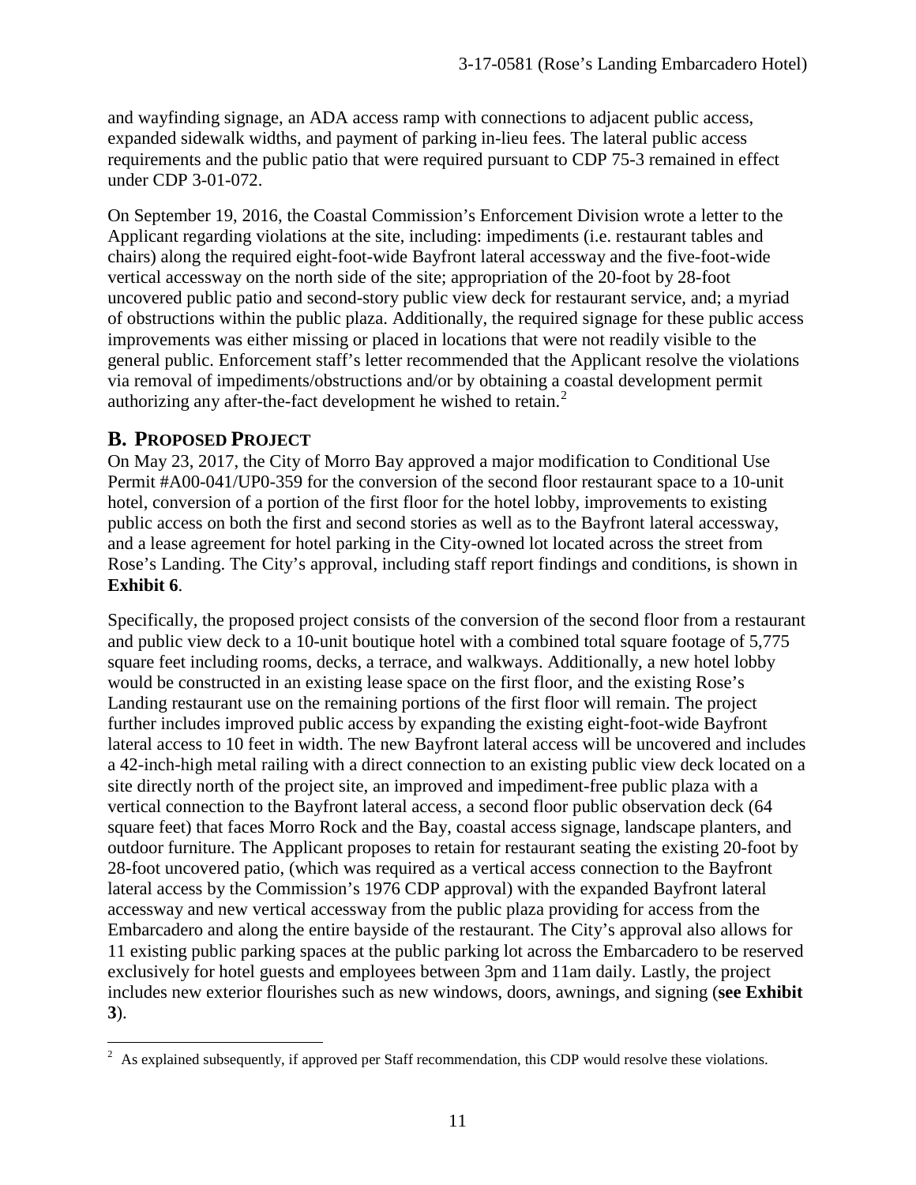and wayfinding signage, an ADA access ramp with connections to adjacent public access, expanded sidewalk widths, and payment of parking in-lieu fees. The lateral public access requirements and the public patio that were required pursuant to CDP 75-3 remained in effect under CDP 3-01-072.

On September 19, 2016, the Coastal Commission's Enforcement Division wrote a letter to the Applicant regarding violations at the site, including: impediments (i.e. restaurant tables and chairs) along the required eight-foot-wide Bayfront lateral accessway and the five-foot-wide vertical accessway on the north side of the site; appropriation of the 20-foot by 28-foot uncovered public patio and second-story public view deck for restaurant service, and; a myriad of obstructions within the public plaza. Additionally, the required signage for these public access improvements was either missing or placed in locations that were not readily visible to the general public. Enforcement staff's letter recommended that the Applicant resolve the violations via removal of impediments/obstructions and/or by obtaining a coastal development permit authorizing any after-the-fact development he wished to retain.[2]

## B. PROPOSED PROJECT

On May 23, 2017, the City of Morro Bay approved a major modification to Conditional Use Permit #A00-041/UP0-359 for the conversion of the second floor restaurant space to a 10-unit hotel, conversion of a portion of the first floor for the hotel lobby, improvements to existing public access on both the first and second stories as well as to the Bayfront lateral accessway, and a lease agreement for hotel parking in the City-owned lot located across the street from Rose's Landing. The City's approval, including staff report findings and conditions, is shown in **Exhibit 6**.

Specifically, the proposed project consists of the conversion of the second floor from a restaurant and public view deck to a 10-unit boutique hotel with a combined total square footage of 5,775 square feet including rooms, decks, a terrace, and walkways. Additionally, a new hotel lobby would be constructed in an existing lease space on the first floor, and the existing Rose's Landing restaurant use on the remaining portions of the first floor will remain. The project further includes improved public access by expanding the existing eight-foot-wide Bayfront lateral access to 10 feet in width. The new Bayfront lateral access will be uncovered and includes a 42-inch-high metal railing with a direct connection to an existing public view deck located on a site directly north of the project site, an improved and impediment-free public plaza with a vertical connection to the Bayfront lateral access, a second floor public observation deck (64 square feet) that faces Morro Rock and the Bay, coastal access signage, landscape planters, and outdoor furniture. The Applicant proposes to retain for restaurant seating the existing 20-foot by 28-foot uncovered patio, (which was required as a vertical access connection to the Bayfront lateral access by the Commission's 1976 CDP approval) with the expanded Bayfront lateral accessway and new vertical accessway from the public plaza providing for access from the Embarcadero and along the entire bayside of the restaurant. The City's approval also allows for 11 existing public parking spaces at the public parking lot across the Embarcadero to be reserved exclusively for hotel guests and employees between 3pm and 11am daily. Lastly, the project includes new exterior flourishes such as new windows, doors, awnings, and signing (**see Exhibit 3**).

[2] As explained subsequently, if approved per Staff recommendation, this CDP would resolve these violations.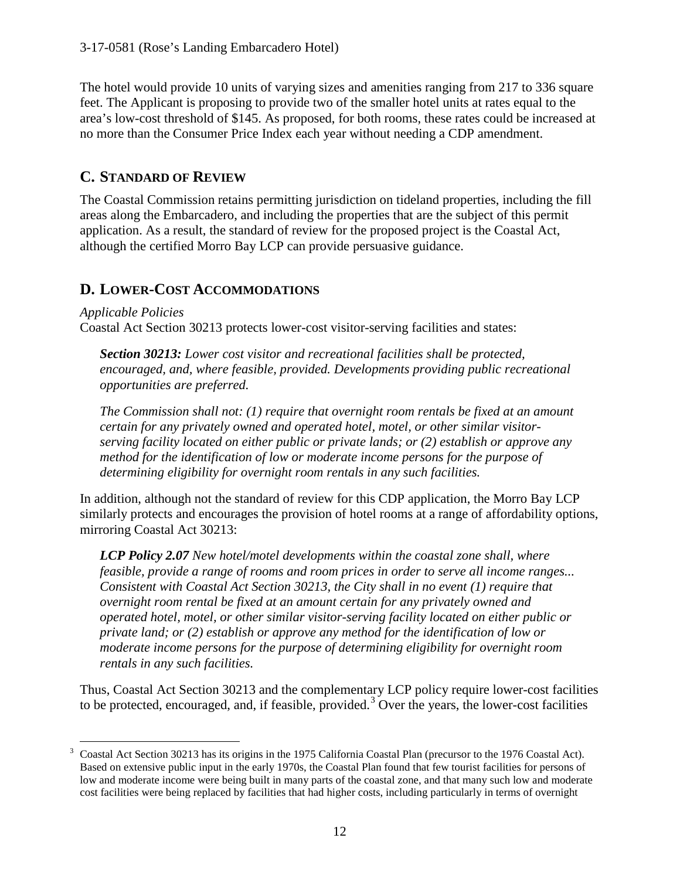The hotel would provide 10 units of varying sizes and amenities ranging from 217 to 336 square feet. The Applicant is proposing to provide two of the smaller hotel units at rates equal to the area's low-cost threshold of $145. As proposed, for both rooms, these rates could be increased at no more than the Consumer Price Index each year without needing a CDP amendment.

## C. STANDARD OF REVIEW

The Coastal Commission retains permitting jurisdiction on tideland properties, including the fill areas along the Embarcadero, and including the properties that are the subject of this permit application. As a result, the standard of review for the proposed project is the Coastal Act, although the certified Morro Bay LCP can provide persuasive guidance.

## D. LOWER-COST ACCOMMODATIONS

*Applicable Policies*

Coastal Act Section 30213 protects lower-cost visitor-serving facilities and states:

> ***Section 30213:*** *Lower cost visitor and recreational facilities shall be protected, encouraged, and, where feasible, provided. Developments providing public recreational opportunities are preferred.*
>
> *The Commission shall not: (1) require that overnight room rentals be fixed at an amount certain for any privately owned and operated hotel, motel, or other similar visitor-serving facility located on either public or private lands; or (2) establish or approve any method for the identification of low or moderate income persons for the purpose of determining eligibility for overnight room rentals in any such facilities.*

In addition, although not the standard of review for this CDP application, the Morro Bay LCP similarly protects and encourages the provision of hotel rooms at a range of affordability options, mirroring Coastal Act 30213:

> ***LCP Policy 2.07*** *New hotel/motel developments within the coastal zone shall, where feasible, provide a range of rooms and room prices in order to serve all income ranges... Consistent with Coastal Act Section 30213, the City shall in no event (1) require that overnight room rental be fixed at an amount certain for any privately owned and operated hotel, motel, or other similar visitor-serving facility located on either public or private land; or (2) establish or approve any method for the identification of low or moderate income persons for the purpose of determining eligibility for overnight room rentals in any such facilities.*

Thus, Coastal Act Section 30213 and the complementary LCP policy require lower-cost facilities to be protected, encouraged, and, if feasible, provided.[3] Over the years, the lower-cost facilities

[3] Coastal Act Section 30213 has its origins in the 1975 California Coastal Plan (precursor to the 1976 Coastal Act). Based on extensive public input in the early 1970s, the Coastal Plan found that few tourist facilities for persons of low and moderate income were being built in many parts of the coastal zone, and that many such low and moderate cost facilities were being replaced by facilities that had higher costs, including particularly in terms of overnight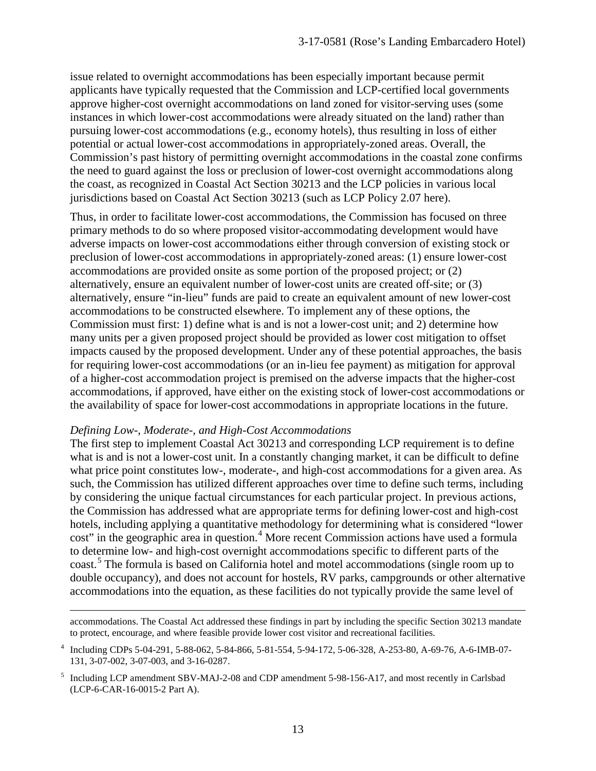issue related to overnight accommodations has been especially important because permit applicants have typically requested that the Commission and LCP-certified local governments approve higher-cost overnight accommodations on land zoned for visitor-serving uses (some instances in which lower-cost accommodations were already situated on the land) rather than pursuing lower-cost accommodations (e.g., economy hotels), thus resulting in loss of either potential or actual lower-cost accommodations in appropriately-zoned areas. Overall, the Commission's past history of permitting overnight accommodations in the coastal zone confirms the need to guard against the loss or preclusion of lower-cost overnight accommodations along the coast, as recognized in Coastal Act Section 30213 and the LCP policies in various local jurisdictions based on Coastal Act Section 30213 (such as LCP Policy 2.07 here).

Thus, in order to facilitate lower-cost accommodations, the Commission has focused on three primary methods to do so where proposed visitor-accommodating development would have adverse impacts on lower-cost accommodations either through conversion of existing stock or preclusion of lower-cost accommodations in appropriately-zoned areas: (1) ensure lower-cost accommodations are provided onsite as some portion of the proposed project; or (2) alternatively, ensure an equivalent number of lower-cost units are created off-site; or (3) alternatively, ensure "in-lieu" funds are paid to create an equivalent amount of new lower-cost accommodations to be constructed elsewhere. To implement any of these options, the Commission must first: 1) define what is and is not a lower-cost unit; and 2) determine how many units per a given proposed project should be provided as lower cost mitigation to offset impacts caused by the proposed development. Under any of these potential approaches, the basis for requiring lower-cost accommodations (or an in-lieu fee payment) as mitigation for approval of a higher-cost accommodation project is premised on the adverse impacts that the higher-cost accommodations, if approved, have either on the existing stock of lower-cost accommodations or the availability of space for lower-cost accommodations in appropriate locations in the future.

*Defining Low-, Moderate-, and High-Cost Accommodations*

The first step to implement Coastal Act 30213 and corresponding LCP requirement is to define what is and is not a lower-cost unit. In a constantly changing market, it can be difficult to define what price point constitutes low-, moderate-, and high-cost accommodations for a given area. As such, the Commission has utilized different approaches over time to define such terms, including by considering the unique factual circumstances for each particular project. In previous actions, the Commission has addressed what are appropriate terms for defining lower-cost and high-cost hotels, including applying a quantitative methodology for determining what is considered "lower cost" in the geographic area in question.[4] More recent Commission actions have used a formula to determine low- and high-cost overnight accommodations specific to different parts of the coast.[5] The formula is based on California hotel and motel accommodations (single room up to double occupancy), and does not account for hostels, RV parks, campgrounds or other alternative accommodations into the equation, as these facilities do not typically provide the same level of

accommodations. The Coastal Act addressed these findings in part by including the specific Section 30213 mandate to protect, encourage, and where feasible provide lower cost visitor and recreational facilities.

[4] Including CDPs 5-04-291, 5-88-062, 5-84-866, 5-81-554, 5-94-172, 5-06-328, A-253-80, A-69-76, A-6-IMB-07-131, 3-07-002, 3-07-003, and 3-16-0287.

[5] Including LCP amendment SBV-MAJ-2-08 and CDP amendment 5-98-156-A17, and most recently in Carlsbad (LCP-6-CAR-16-0015-2 Part A).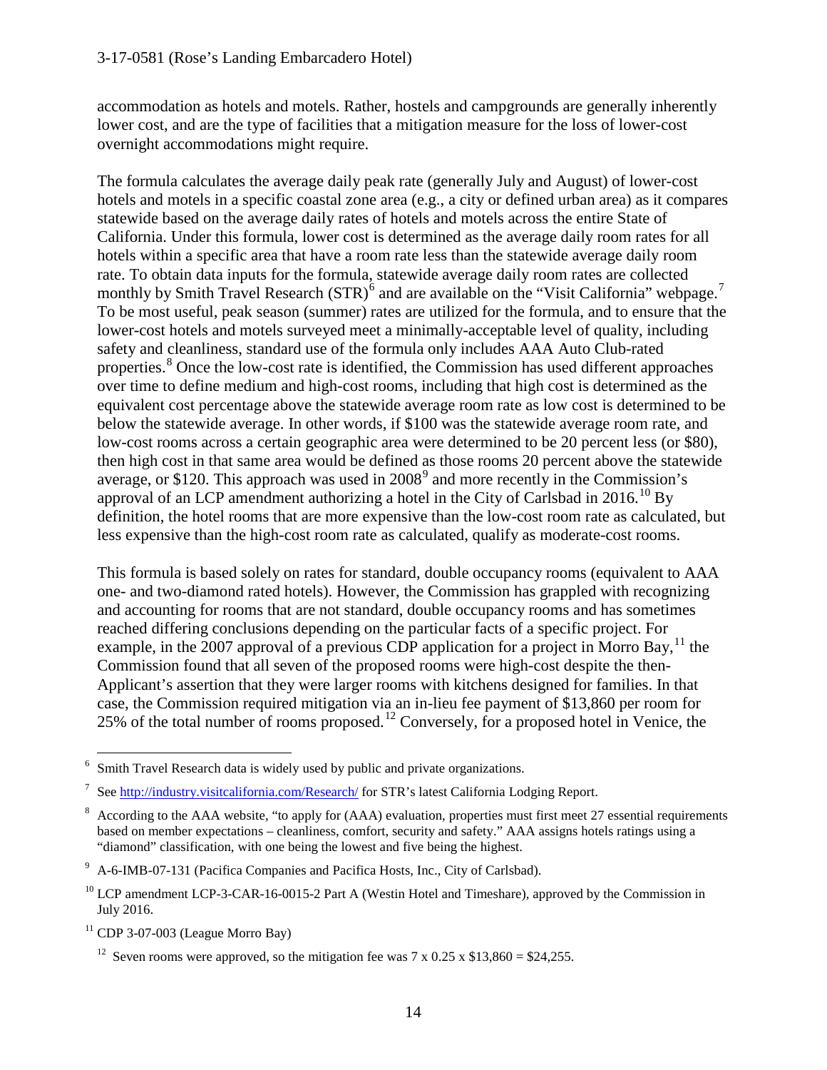accommodation as hotels and motels. Rather, hostels and campgrounds are generally inherently lower cost, and are the type of facilities that a mitigation measure for the loss of lower-cost overnight accommodations might require.

The formula calculates the average daily peak rate (generally July and August) of lower-cost hotels and motels in a specific coastal zone area (e.g., a city or defined urban area) as it compares statewide based on the average daily rates of hotels and motels across the entire State of California. Under this formula, lower cost is determined as the average daily room rates for all hotels within a specific area that have a room rate less than the statewide average daily room rate. To obtain data inputs for the formula, statewide average daily room rates are collected monthly by Smith Travel Research (STR)[6] and are available on the "Visit California" webpage.[7] To be most useful, peak season (summer) rates are utilized for the formula, and to ensure that the lower-cost hotels and motels surveyed meet a minimally-acceptable level of quality, including safety and cleanliness, standard use of the formula only includes AAA Auto Club-rated properties.[8] Once the low-cost rate is identified, the Commission has used different approaches over time to define medium and high-cost rooms, including that high cost is determined as the equivalent cost percentage above the statewide average room rate as low cost is determined to be below the statewide average. In other words, if $100 was the statewide average room rate, and low-cost rooms across a certain geographic area were determined to be 20 percent less (or $80), then high cost in that same area would be defined as those rooms 20 percent above the statewide average, or $120. This approach was used in 2008[9] and more recently in the Commission's approval of an LCP amendment authorizing a hotel in the City of Carlsbad in 2016.[10] By definition, the hotel rooms that are more expensive than the low-cost room rate as calculated, but less expensive than the high-cost room rate as calculated, qualify as moderate-cost rooms.

This formula is based solely on rates for standard, double occupancy rooms (equivalent to AAA one- and two-diamond rated hotels). However, the Commission has grappled with recognizing and accounting for rooms that are not standard, double occupancy rooms and has sometimes reached differing conclusions depending on the particular facts of a specific project. For example, in the 2007 approval of a previous CDP application for a project in Morro Bay,[11] the Commission found that all seven of the proposed rooms were high-cost despite the then-Applicant's assertion that they were larger rooms with kitchens designed for families. In that case, the Commission required mitigation via an in-lieu fee payment of $13,860 per room for 25% of the total number of rooms proposed.[12] Conversely, for a proposed hotel in Venice, the

---

[6] Smith Travel Research data is widely used by public and private organizations.

[7] See http://industry.visitcalifornia.com/Research/ for STR's latest California Lodging Report.

[8] According to the AAA website, "to apply for (AAA) evaluation, properties must first meet 27 essential requirements based on member expectations – cleanliness, comfort, security and safety." AAA assigns hotels ratings using a "diamond" classification, with one being the lowest and five being the highest.

[9] A-6-IMB-07-131 (Pacifica Companies and Pacifica Hosts, Inc., City of Carlsbad).

[10] LCP amendment LCP-3-CAR-16-0015-2 Part A (Westin Hotel and Timeshare), approved by the Commission in July 2016.

[11] CDP 3-07-003 (League Morro Bay)

[12] Seven rooms were approved, so the mitigation fee was 7 x 0.25 x $13,860 = $24,255.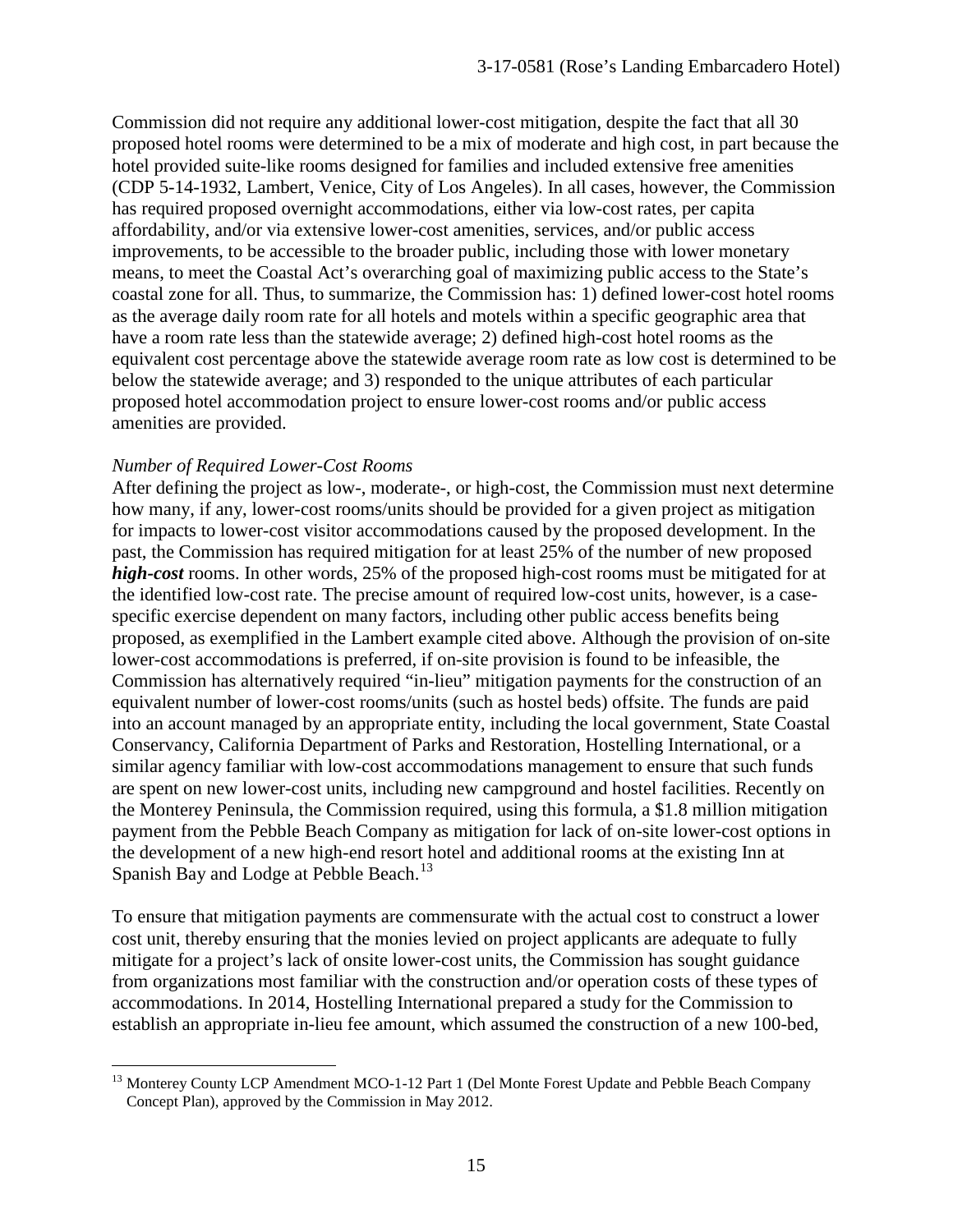Commission did not require any additional lower-cost mitigation, despite the fact that all 30 proposed hotel rooms were determined to be a mix of moderate and high cost, in part because the hotel provided suite-like rooms designed for families and included extensive free amenities (CDP 5-14-1932, Lambert, Venice, City of Los Angeles). In all cases, however, the Commission has required proposed overnight accommodations, either via low-cost rates, per capita affordability, and/or via extensive lower-cost amenities, services, and/or public access improvements, to be accessible to the broader public, including those with lower monetary means, to meet the Coastal Act's overarching goal of maximizing public access to the State's coastal zone for all. Thus, to summarize, the Commission has: 1) defined lower-cost hotel rooms as the average daily room rate for all hotels and motels within a specific geographic area that have a room rate less than the statewide average; 2) defined high-cost hotel rooms as the equivalent cost percentage above the statewide average room rate as low cost is determined to be below the statewide average; and 3) responded to the unique attributes of each particular proposed hotel accommodation project to ensure lower-cost rooms and/or public access amenities are provided.

*Number of Required Lower-Cost Rooms*

After defining the project as low-, moderate-, or high-cost, the Commission must next determine how many, if any, lower-cost rooms/units should be provided for a given project as mitigation for impacts to lower-cost visitor accommodations caused by the proposed development. In the past, the Commission has required mitigation for at least 25% of the number of new proposed ***high-cost*** rooms. In other words, 25% of the proposed high-cost rooms must be mitigated for at the identified low-cost rate. The precise amount of required low-cost units, however, is a case-specific exercise dependent on many factors, including other public access benefits being proposed, as exemplified in the Lambert example cited above. Although the provision of on-site lower-cost accommodations is preferred, if on-site provision is found to be infeasible, the Commission has alternatively required "in-lieu" mitigation payments for the construction of an equivalent number of lower-cost rooms/units (such as hostel beds) offsite. The funds are paid into an account managed by an appropriate entity, including the local government, State Coastal Conservancy, California Department of Parks and Restoration, Hostelling International, or a similar agency familiar with low-cost accommodations management to ensure that such funds are spent on new lower-cost units, including new campground and hostel facilities. Recently on the Monterey Peninsula, the Commission required, using this formula, a $1.8 million mitigation payment from the Pebble Beach Company as mitigation for lack of on-site lower-cost options in the development of a new high-end resort hotel and additional rooms at the existing Inn at Spanish Bay and Lodge at Pebble Beach.[13]

To ensure that mitigation payments are commensurate with the actual cost to construct a lower cost unit, thereby ensuring that the monies levied on project applicants are adequate to fully mitigate for a project's lack of onsite lower-cost units, the Commission has sought guidance from organizations most familiar with the construction and/or operation costs of these types of accommodations. In 2014, Hostelling International prepared a study for the Commission to establish an appropriate in-lieu fee amount, which assumed the construction of a new 100-bed,

[13] Monterey County LCP Amendment MCO-1-12 Part 1 (Del Monte Forest Update and Pebble Beach Company Concept Plan), approved by the Commission in May 2012.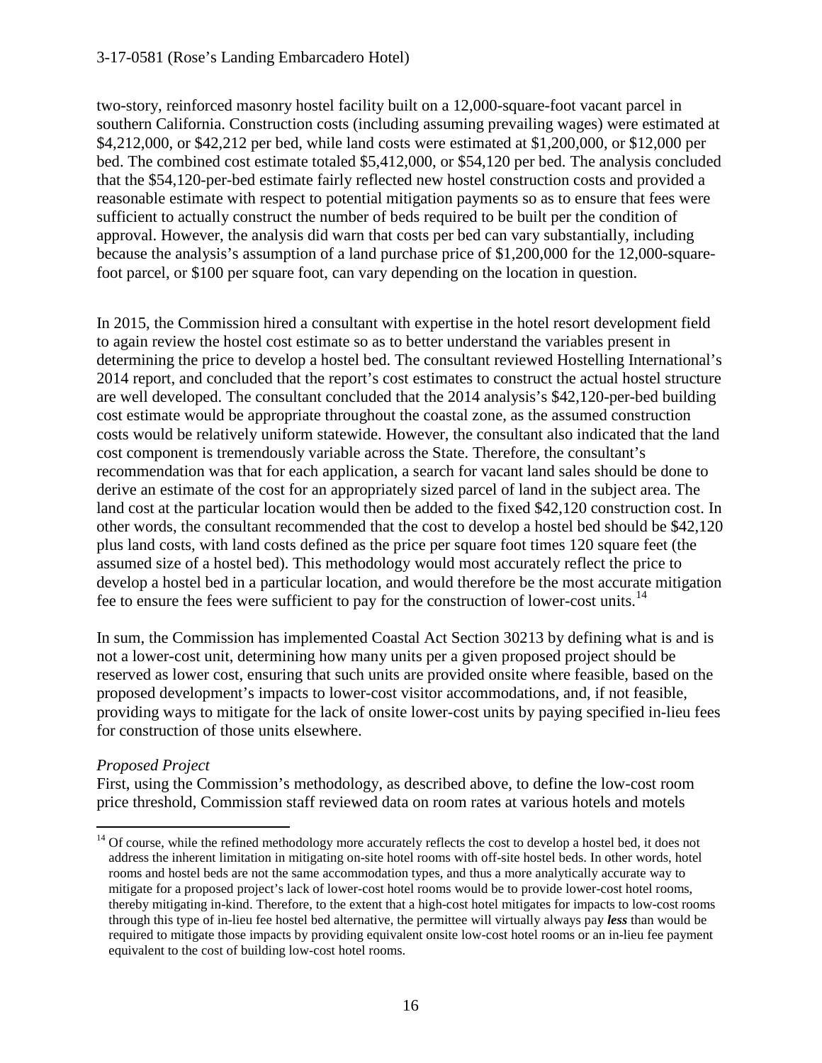two-story, reinforced masonry hostel facility built on a 12,000-square-foot vacant parcel in southern California. Construction costs (including assuming prevailing wages) were estimated at $4,212,000, or $42,212 per bed, while land costs were estimated at $1,200,000, or $12,000 per bed. The combined cost estimate totaled $5,412,000, or $54,120 per bed. The analysis concluded that the $54,120-per-bed estimate fairly reflected new hostel construction costs and provided a reasonable estimate with respect to potential mitigation payments so as to ensure that fees were sufficient to actually construct the number of beds required to be built per the condition of approval. However, the analysis did warn that costs per bed can vary substantially, including because the analysis's assumption of a land purchase price of $1,200,000 for the 12,000-square-foot parcel, or $100 per square foot, can vary depending on the location in question.

In 2015, the Commission hired a consultant with expertise in the hotel resort development field to again review the hostel cost estimate so as to better understand the variables present in determining the price to develop a hostel bed. The consultant reviewed Hostelling International's 2014 report, and concluded that the report's cost estimates to construct the actual hostel structure are well developed. The consultant concluded that the 2014 analysis's $42,120-per-bed building cost estimate would be appropriate throughout the coastal zone, as the assumed construction costs would be relatively uniform statewide. However, the consultant also indicated that the land cost component is tremendously variable across the State. Therefore, the consultant's recommendation was that for each application, a search for vacant land sales should be done to derive an estimate of the cost for an appropriately sized parcel of land in the subject area. The land cost at the particular location would then be added to the fixed $42,120 construction cost. In other words, the consultant recommended that the cost to develop a hostel bed should be $42,120 plus land costs, with land costs defined as the price per square foot times 120 square feet (the assumed size of a hostel bed). This methodology would most accurately reflect the price to develop a hostel bed in a particular location, and would therefore be the most accurate mitigation fee to ensure the fees were sufficient to pay for the construction of lower-cost units.[14]

In sum, the Commission has implemented Coastal Act Section 30213 by defining what is and is not a lower-cost unit, determining how many units per a given proposed project should be reserved as lower cost, ensuring that such units are provided onsite where feasible, based on the proposed development's impacts to lower-cost visitor accommodations, and, if not feasible, providing ways to mitigate for the lack of onsite lower-cost units by paying specified in-lieu fees for construction of those units elsewhere.

*Proposed Project*

First, using the Commission's methodology, as described above, to define the low-cost room price threshold, Commission staff reviewed data on room rates at various hotels and motels

[14] Of course, while the refined methodology more accurately reflects the cost to develop a hostel bed, it does not address the inherent limitation in mitigating on-site hotel rooms with off-site hostel beds. In other words, hotel rooms and hostel beds are not the same accommodation types, and thus a more analytically accurate way to mitigate for a proposed project's lack of lower-cost hotel rooms would be to provide lower-cost hotel rooms, thereby mitigating in-kind. Therefore, to the extent that a high-cost hotel mitigates for impacts to low-cost rooms through this type of in-lieu fee hostel bed alternative, the permittee will virtually always pay ***less*** than would be required to mitigate those impacts by providing equivalent onsite low-cost hotel rooms or an in-lieu fee payment equivalent to the cost of building low-cost hotel rooms.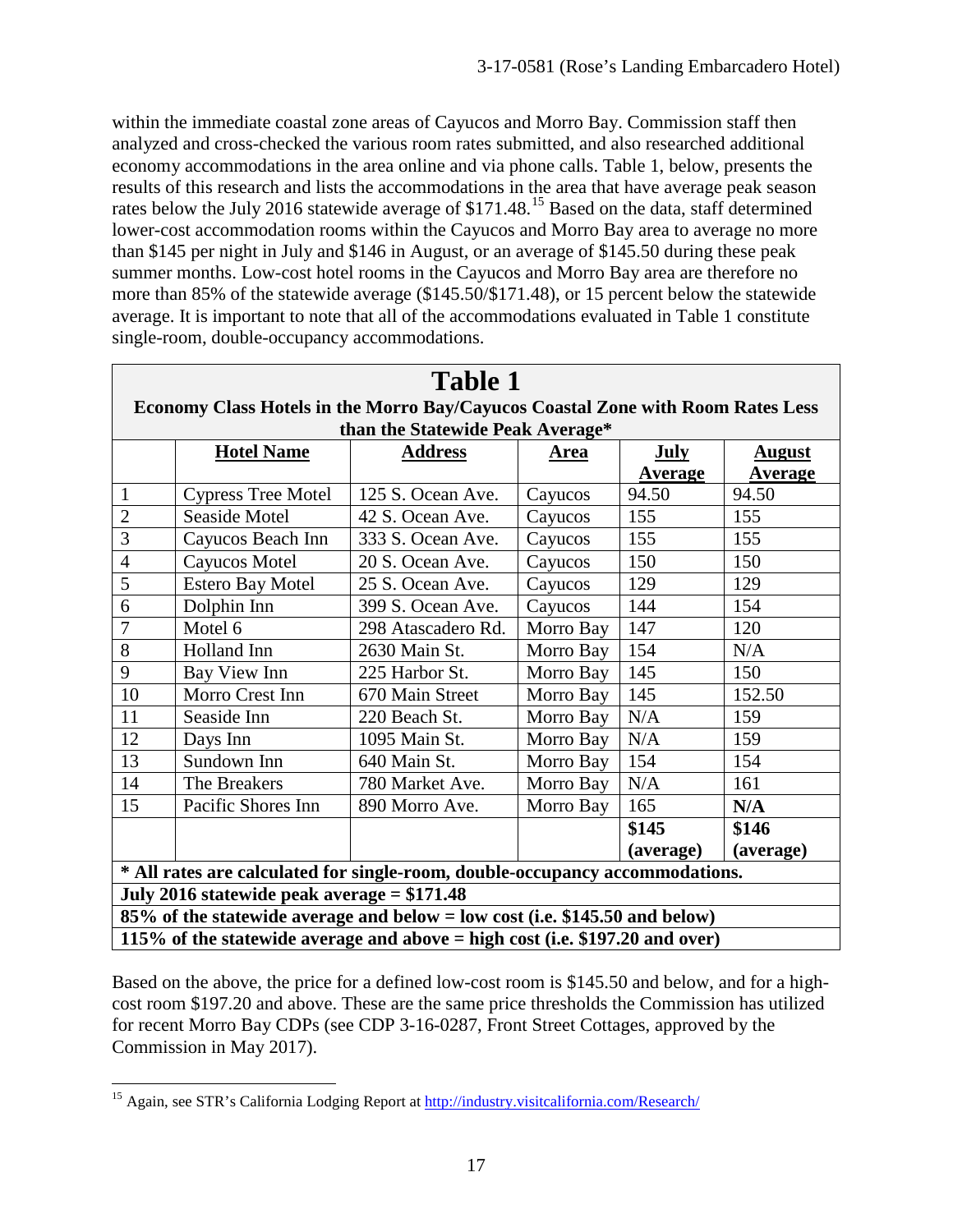within the immediate coastal zone areas of Cayucos and Morro Bay. Commission staff then analyzed and cross-checked the various room rates submitted, and also researched additional economy accommodations in the area online and via phone calls. Table 1, below, presents the results of this research and lists the accommodations in the area that have average peak season rates below the July 2016 statewide average of $171.48.[15] Based on the data, staff determined lower-cost accommodation rooms within the Cayucos and Morro Bay area to average no more than $145 per night in July and $146 in August, or an average of $145.50 during these peak summer months. Low-cost hotel rooms in the Cayucos and Morro Bay area are therefore no more than 85% of the statewide average ($145.50/$171.48), or 15 percent below the statewide average. It is important to note that all of the accommodations evaluated in Table 1 constitute single-room, double-occupancy accommodations.

**Table 1**

**Economy Class Hotels in the Morro Bay/Cayucos Coastal Zone with Room Rates Less than the Statewide Peak Average***

| | **Hotel Name** | **Address** | **Area** | **July Average** | **August Average** |
|---|---|---|---|---|---|
| 1 | Cypress Tree Motel | 125 S. Ocean Ave. | Cayucos | 94.50 | 94.50 |
| 2 | Seaside Motel | 42 S. Ocean Ave. | Cayucos | 155 | 155 |
| 3 | Cayucos Beach Inn | 333 S. Ocean Ave. | Cayucos | 155 | 155 |
| 4 | Cayucos Motel | 20 S. Ocean Ave. | Cayucos | 150 | 150 |
| 5 | Estero Bay Motel | 25 S. Ocean Ave. | Cayucos | 129 | 129 |
| 6 | Dolphin Inn | 399 S. Ocean Ave. | Cayucos | 144 | 154 |
| 7 | Motel 6 | 298 Atascadero Rd. | Morro Bay | 147 | 120 |
| 8 | Holland Inn | 2630 Main St. | Morro Bay | 154 | N/A |
| 9 | Bay View Inn | 225 Harbor St. | Morro Bay | 145 | 150 |
| 10 | Morro Crest Inn | 670 Main Street | Morro Bay | 145 | 152.50 |
| 11 | Seaside Inn | 220 Beach St. | Morro Bay | N/A | 159 |
| 12 | Days Inn | 1095 Main St. | Morro Bay | N/A | 159 |
| 13 | Sundown Inn | 640 Main St. | Morro Bay | 154 | 154 |
| 14 | The Breakers | 780 Market Ave. | Morro Bay | N/A | 161 |
| 15 | Pacific Shores Inn | 890 Morro Ave. | Morro Bay | 165 | **N/A** |
| | | | | **$145 (average)** | **$146 (average)** |
| *** All rates are calculated for single-room, double-occupancy accommodations.** | | | | | |
| **July 2016 statewide peak average = $171.48** | | | | | |
| **85% of the statewide average and below = low cost (i.e. $145.50 and below)** | | | | | |
| **115% of the statewide average and above = high cost (i.e. $197.20 and over)** | | | | | |

Based on the above, the price for a defined low-cost room is $145.50 and below, and for a high-cost room $197.20 and above. These are the same price thresholds the Commission has utilized for recent Morro Bay CDPs (see CDP 3-16-0287, Front Street Cottages, approved by the Commission in May 2017).

[15] Again, see STR's California Lodging Report at http://industry.visitcalifornia.com/Research/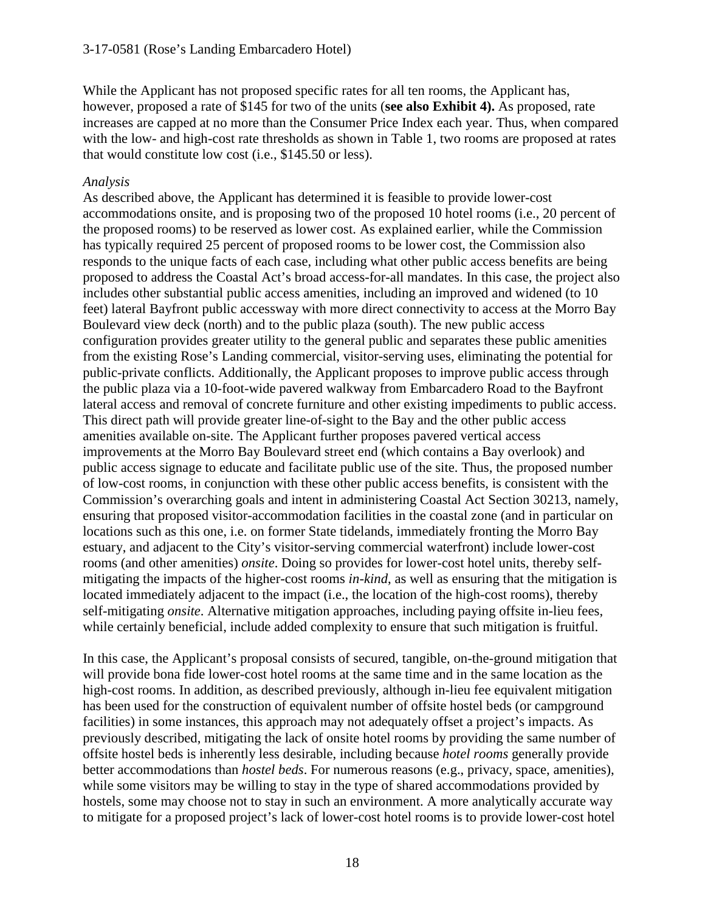While the Applicant has not proposed specific rates for all ten rooms, the Applicant has, however, proposed a rate of $145 for two of the units (**see also Exhibit 4).** As proposed, rate increases are capped at no more than the Consumer Price Index each year. Thus, when compared with the low- and high-cost rate thresholds as shown in Table 1, two rooms are proposed at rates that would constitute low cost (i.e., $145.50 or less).

*Analysis*

As described above, the Applicant has determined it is feasible to provide lower-cost accommodations onsite, and is proposing two of the proposed 10 hotel rooms (i.e., 20 percent of the proposed rooms) to be reserved as lower cost. As explained earlier, while the Commission has typically required 25 percent of proposed rooms to be lower cost, the Commission also responds to the unique facts of each case, including what other public access benefits are being proposed to address the Coastal Act's broad access-for-all mandates. In this case, the project also includes other substantial public access amenities, including an improved and widened (to 10 feet) lateral Bayfront public accessway with more direct connectivity to access at the Morro Bay Boulevard view deck (north) and to the public plaza (south). The new public access configuration provides greater utility to the general public and separates these public amenities from the existing Rose's Landing commercial, visitor-serving uses, eliminating the potential for public-private conflicts. Additionally, the Applicant proposes to improve public access through the public plaza via a 10-foot-wide pavered walkway from Embarcadero Road to the Bayfront lateral access and removal of concrete furniture and other existing impediments to public access. This direct path will provide greater line-of-sight to the Bay and the other public access amenities available on-site. The Applicant further proposes pavered vertical access improvements at the Morro Bay Boulevard street end (which contains a Bay overlook) and public access signage to educate and facilitate public use of the site. Thus, the proposed number of low-cost rooms, in conjunction with these other public access benefits, is consistent with the Commission's overarching goals and intent in administering Coastal Act Section 30213, namely, ensuring that proposed visitor-accommodation facilities in the coastal zone (and in particular on locations such as this one, i.e. on former State tidelands, immediately fronting the Morro Bay estuary, and adjacent to the City's visitor-serving commercial waterfront) include lower-cost rooms (and other amenities) *onsite*. Doing so provides for lower-cost hotel units, thereby self-mitigating the impacts of the higher-cost rooms *in-kind*, as well as ensuring that the mitigation is located immediately adjacent to the impact (i.e., the location of the high-cost rooms), thereby self-mitigating *onsite*. Alternative mitigation approaches, including paying offsite in-lieu fees, while certainly beneficial, include added complexity to ensure that such mitigation is fruitful.

In this case, the Applicant's proposal consists of secured, tangible, on-the-ground mitigation that will provide bona fide lower-cost hotel rooms at the same time and in the same location as the high-cost rooms. In addition, as described previously, although in-lieu fee equivalent mitigation has been used for the construction of equivalent number of offsite hostel beds (or campground facilities) in some instances, this approach may not adequately offset a project's impacts. As previously described, mitigating the lack of onsite hotel rooms by providing the same number of offsite hostel beds is inherently less desirable, including because *hotel rooms* generally provide better accommodations than *hostel beds*. For numerous reasons (e.g., privacy, space, amenities), while some visitors may be willing to stay in the type of shared accommodations provided by hostels, some may choose not to stay in such an environment. A more analytically accurate way to mitigate for a proposed project's lack of lower-cost hotel rooms is to provide lower-cost hotel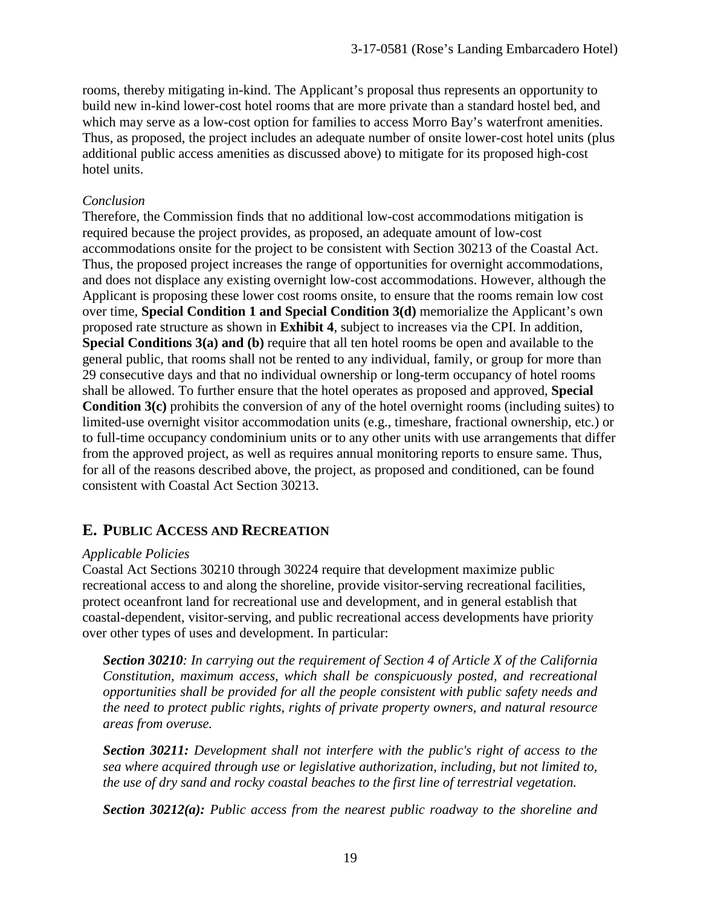rooms, thereby mitigating in-kind. The Applicant's proposal thus represents an opportunity to build new in-kind lower-cost hotel rooms that are more private than a standard hostel bed, and which may serve as a low-cost option for families to access Morro Bay's waterfront amenities. Thus, as proposed, the project includes an adequate number of onsite lower-cost hotel units (plus additional public access amenities as discussed above) to mitigate for its proposed high-cost hotel units.

*Conclusion*

Therefore, the Commission finds that no additional low-cost accommodations mitigation is required because the project provides, as proposed, an adequate amount of low-cost accommodations onsite for the project to be consistent with Section 30213 of the Coastal Act. Thus, the proposed project increases the range of opportunities for overnight accommodations, and does not displace any existing overnight low-cost accommodations. However, although the Applicant is proposing these lower cost rooms onsite, to ensure that the rooms remain low cost over time, **Special Condition 1 and Special Condition 3(d)** memorialize the Applicant's own proposed rate structure as shown in **Exhibit 4**, subject to increases via the CPI. In addition, **Special Conditions 3(a) and (b)** require that all ten hotel rooms be open and available to the general public, that rooms shall not be rented to any individual, family, or group for more than 29 consecutive days and that no individual ownership or long-term occupancy of hotel rooms shall be allowed. To further ensure that the hotel operates as proposed and approved, **Special Condition 3(c)** prohibits the conversion of any of the hotel overnight rooms (including suites) to limited-use overnight visitor accommodation units (e.g., timeshare, fractional ownership, etc.) or to full-time occupancy condominium units or to any other units with use arrangements that differ from the approved project, as well as requires annual monitoring reports to ensure same. Thus, for all of the reasons described above, the project, as proposed and conditioned, can be found consistent with Coastal Act Section 30213.

## E. PUBLIC ACCESS AND RECREATION

*Applicable Policies*

Coastal Act Sections 30210 through 30224 require that development maximize public recreational access to and along the shoreline, provide visitor-serving recreational facilities, protect oceanfront land for recreational use and development, and in general establish that coastal-dependent, visitor-serving, and public recreational access developments have priority over other types of uses and development. In particular:

> ***Section 30210****: In carrying out the requirement of Section 4 of Article X of the California Constitution, maximum access, which shall be conspicuously posted, and recreational opportunities shall be provided for all the people consistent with public safety needs and the need to protect public rights, rights of private property owners, and natural resource areas from overuse.*
>
> ***Section 30211:*** *Development shall not interfere with the public's right of access to the sea where acquired through use or legislative authorization, including, but not limited to, the use of dry sand and rocky coastal beaches to the first line of terrestrial vegetation.*
>
> ***Section 30212(a):*** *Public access from the nearest public roadway to the shoreline and*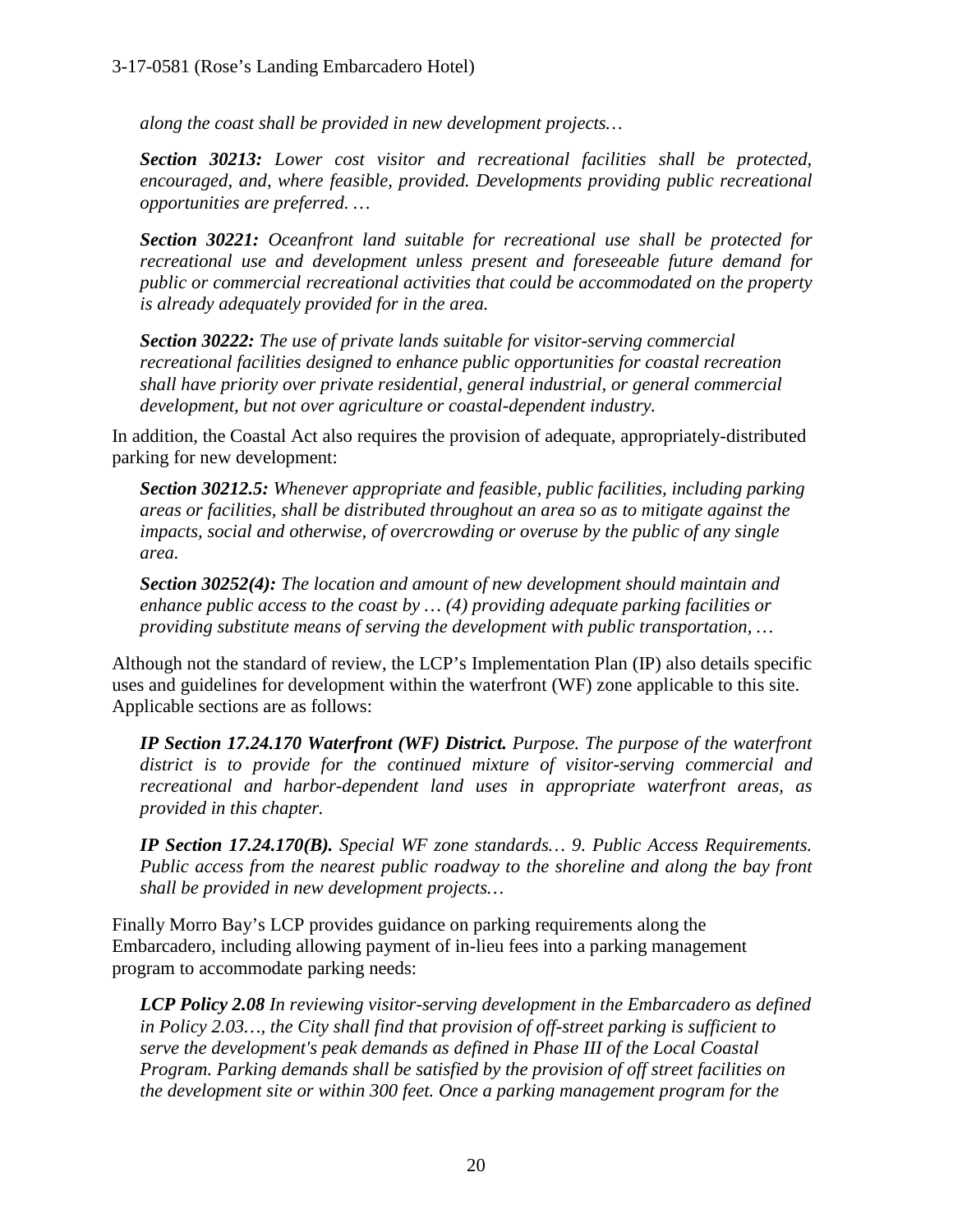*along the coast shall be provided in new development projects…*

***Section 30213:*** *Lower cost visitor and recreational facilities shall be protected, encouraged, and, where feasible, provided. Developments providing public recreational opportunities are preferred. …*

***Section 30221:*** *Oceanfront land suitable for recreational use shall be protected for recreational use and development unless present and foreseeable future demand for public or commercial recreational activities that could be accommodated on the property is already adequately provided for in the area.*

***Section 30222:*** *The use of private lands suitable for visitor-serving commercial recreational facilities designed to enhance public opportunities for coastal recreation shall have priority over private residential, general industrial, or general commercial development, but not over agriculture or coastal-dependent industry.*

In addition, the Coastal Act also requires the provision of adequate, appropriately-distributed parking for new development:

***Section 30212.5:*** *Whenever appropriate and feasible, public facilities, including parking areas or facilities, shall be distributed throughout an area so as to mitigate against the impacts, social and otherwise, of overcrowding or overuse by the public of any single area.*

***Section 30252(4):*** *The location and amount of new development should maintain and enhance public access to the coast by … (4) providing adequate parking facilities or providing substitute means of serving the development with public transportation, …*

Although not the standard of review, the LCP's Implementation Plan (IP) also details specific uses and guidelines for development within the waterfront (WF) zone applicable to this site. Applicable sections are as follows:

***IP Section 17.24.170 Waterfront (WF) District.*** *Purpose. The purpose of the waterfront district is to provide for the continued mixture of visitor-serving commercial and recreational and harbor-dependent land uses in appropriate waterfront areas, as provided in this chapter.*

***IP Section 17.24.170(B).*** *Special WF zone standards… 9. Public Access Requirements. Public access from the nearest public roadway to the shoreline and along the bay front shall be provided in new development projects…*

Finally Morro Bay's LCP provides guidance on parking requirements along the Embarcadero, including allowing payment of in-lieu fees into a parking management program to accommodate parking needs:

***LCP Policy 2.08*** *In reviewing visitor-serving development in the Embarcadero as defined in Policy 2.03…, the City shall find that provision of off-street parking is sufficient to serve the development's peak demands as defined in Phase III of the Local Coastal Program. Parking demands shall be satisfied by the provision of off street facilities on the development site or within 300 feet. Once a parking management program for the*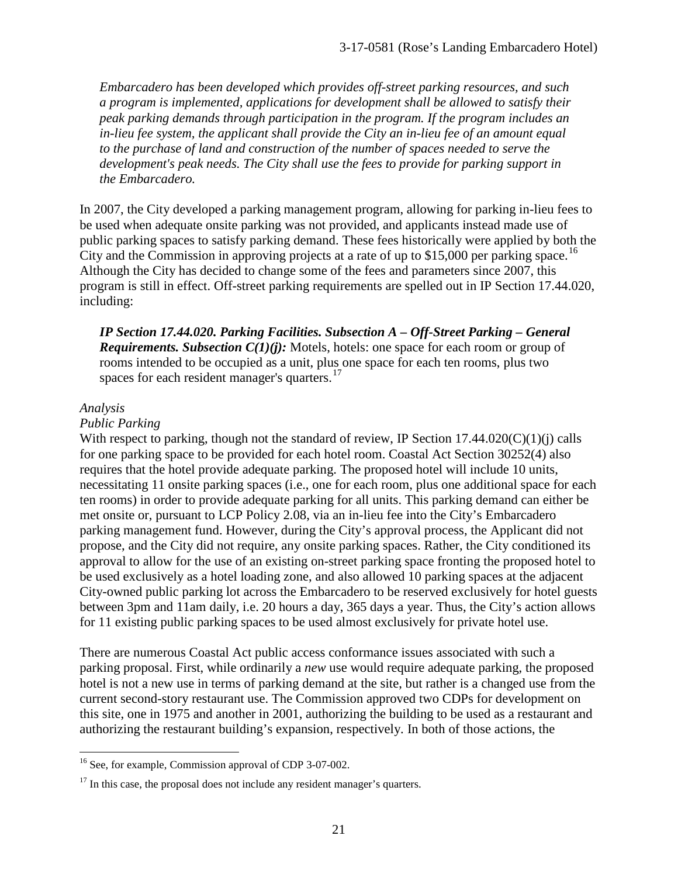*Embarcadero has been developed which provides off-street parking resources, and such a program is implemented, applications for development shall be allowed to satisfy their peak parking demands through participation in the program. If the program includes an in-lieu fee system, the applicant shall provide the City an in-lieu fee of an amount equal to the purchase of land and construction of the number of spaces needed to serve the development's peak needs. The City shall use the fees to provide for parking support in the Embarcadero.*

In 2007, the City developed a parking management program, allowing for parking in-lieu fees to be used when adequate onsite parking was not provided, and applicants instead made use of public parking spaces to satisfy parking demand. These fees historically were applied by both the City and the Commission in approving projects at a rate of up to $15,000 per parking space.[16] Although the City has decided to change some of the fees and parameters since 2007, this program is still in effect. Off-street parking requirements are spelled out in IP Section 17.44.020, including:

> ***IP Section 17.44.020. Parking Facilities. Subsection A – Off-Street Parking – General Requirements. Subsection C(1)(j):*** Motels, hotels: one space for each room or group of rooms intended to be occupied as a unit, plus one space for each ten rooms, plus two spaces for each resident manager's quarters.[17]

*Analysis*

*Public Parking*

With respect to parking, though not the standard of review, IP Section 17.44.020(C)(1)(j) calls for one parking space to be provided for each hotel room. Coastal Act Section 30252(4) also requires that the hotel provide adequate parking. The proposed hotel will include 10 units, necessitating 11 onsite parking spaces (i.e., one for each room, plus one additional space for each ten rooms) in order to provide adequate parking for all units. This parking demand can either be met onsite or, pursuant to LCP Policy 2.08, via an in-lieu fee into the City's Embarcadero parking management fund. However, during the City's approval process, the Applicant did not propose, and the City did not require, any onsite parking spaces. Rather, the City conditioned its approval to allow for the use of an existing on-street parking space fronting the proposed hotel to be used exclusively as a hotel loading zone, and also allowed 10 parking spaces at the adjacent City-owned public parking lot across the Embarcadero to be reserved exclusively for hotel guests between 3pm and 11am daily, i.e. 20 hours a day, 365 days a year. Thus, the City's action allows for 11 existing public parking spaces to be used almost exclusively for private hotel use.

There are numerous Coastal Act public access conformance issues associated with such a parking proposal. First, while ordinarily a *new* use would require adequate parking, the proposed hotel is not a new use in terms of parking demand at the site, but rather is a changed use from the current second-story restaurant use. The Commission approved two CDPs for development on this site, one in 1975 and another in 2001, authorizing the building to be used as a restaurant and authorizing the restaurant building's expansion, respectively. In both of those actions, the

---

[16] See, for example, Commission approval of CDP 3-07-002.

[17] In this case, the proposal does not include any resident manager's quarters.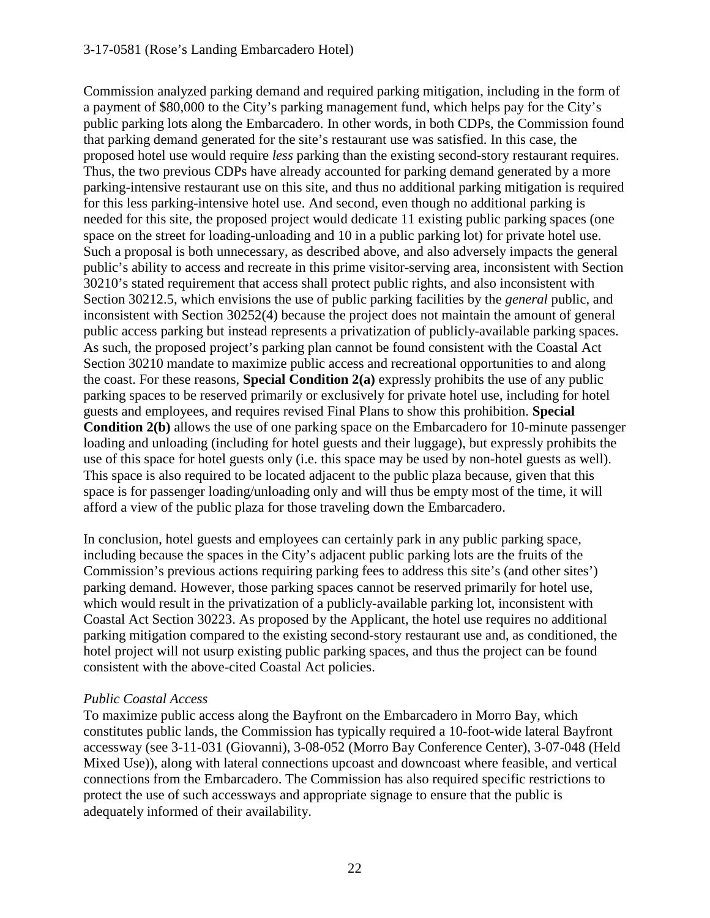Commission analyzed parking demand and required parking mitigation, including in the form of a payment of $80,000 to the City's parking management fund, which helps pay for the City's public parking lots along the Embarcadero. In other words, in both CDPs, the Commission found that parking demand generated for the site's restaurant use was satisfied. In this case, the proposed hotel use would require *less* parking than the existing second-story restaurant requires. Thus, the two previous CDPs have already accounted for parking demand generated by a more parking-intensive restaurant use on this site, and thus no additional parking mitigation is required for this less parking-intensive hotel use. And second, even though no additional parking is needed for this site, the proposed project would dedicate 11 existing public parking spaces (one space on the street for loading-unloading and 10 in a public parking lot) for private hotel use. Such a proposal is both unnecessary, as described above, and also adversely impacts the general public's ability to access and recreate in this prime visitor-serving area, inconsistent with Section 30210's stated requirement that access shall protect public rights, and also inconsistent with Section 30212.5, which envisions the use of public parking facilities by the *general* public, and inconsistent with Section 30252(4) because the project does not maintain the amount of general public access parking but instead represents a privatization of publicly-available parking spaces. As such, the proposed project's parking plan cannot be found consistent with the Coastal Act Section 30210 mandate to maximize public access and recreational opportunities to and along the coast. For these reasons, **Special Condition 2(a)** expressly prohibits the use of any public parking spaces to be reserved primarily or exclusively for private hotel use, including for hotel guests and employees, and requires revised Final Plans to show this prohibition. **Special Condition 2(b)** allows the use of one parking space on the Embarcadero for 10-minute passenger loading and unloading (including for hotel guests and their luggage), but expressly prohibits the use of this space for hotel guests only (i.e. this space may be used by non-hotel guests as well). This space is also required to be located adjacent to the public plaza because, given that this space is for passenger loading/unloading only and will thus be empty most of the time, it will afford a view of the public plaza for those traveling down the Embarcadero.

In conclusion, hotel guests and employees can certainly park in any public parking space, including because the spaces in the City's adjacent public parking lots are the fruits of the Commission's previous actions requiring parking fees to address this site's (and other sites') parking demand. However, those parking spaces cannot be reserved primarily for hotel use, which would result in the privatization of a publicly-available parking lot, inconsistent with Coastal Act Section 30223. As proposed by the Applicant, the hotel use requires no additional parking mitigation compared to the existing second-story restaurant use and, as conditioned, the hotel project will not usurp existing public parking spaces, and thus the project can be found consistent with the above-cited Coastal Act policies.

*Public Coastal Access*

To maximize public access along the Bayfront on the Embarcadero in Morro Bay, which constitutes public lands, the Commission has typically required a 10-foot-wide lateral Bayfront accessway (see 3-11-031 (Giovanni), 3-08-052 (Morro Bay Conference Center), 3-07-048 (Held Mixed Use)), along with lateral connections upcoast and downcoast where feasible, and vertical connections from the Embarcadero. The Commission has also required specific restrictions to protect the use of such accessways and appropriate signage to ensure that the public is adequately informed of their availability.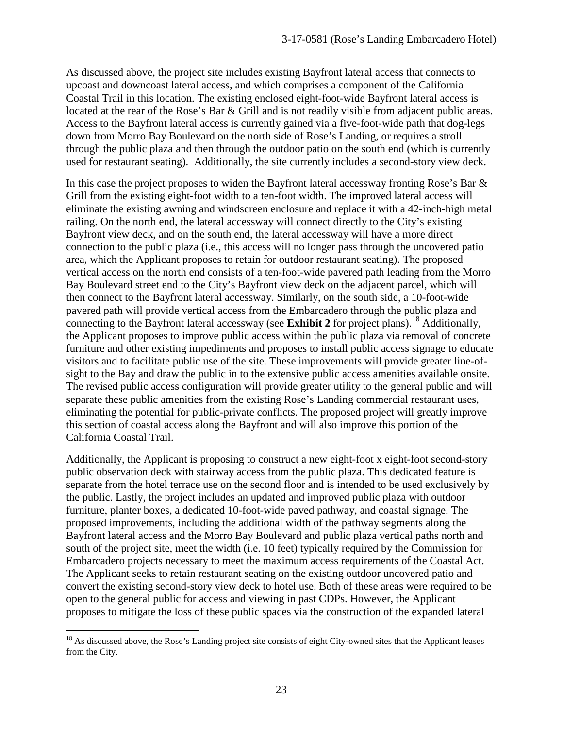As discussed above, the project site includes existing Bayfront lateral access that connects to upcoast and downcoast lateral access, and which comprises a component of the California Coastal Trail in this location. The existing enclosed eight-foot-wide Bayfront lateral access is located at the rear of the Rose's Bar & Grill and is not readily visible from adjacent public areas. Access to the Bayfront lateral access is currently gained via a five-foot-wide path that dog-legs down from Morro Bay Boulevard on the north side of Rose's Landing, or requires a stroll through the public plaza and then through the outdoor patio on the south end (which is currently used for restaurant seating). Additionally, the site currently includes a second-story view deck.

In this case the project proposes to widen the Bayfront lateral accessway fronting Rose's Bar & Grill from the existing eight-foot width to a ten-foot width. The improved lateral access will eliminate the existing awning and windscreen enclosure and replace it with a 42-inch-high metal railing. On the north end, the lateral accessway will connect directly to the City's existing Bayfront view deck, and on the south end, the lateral accessway will have a more direct connection to the public plaza (i.e., this access will no longer pass through the uncovered patio area, which the Applicant proposes to retain for outdoor restaurant seating). The proposed vertical access on the north end consists of a ten-foot-wide pavered path leading from the Morro Bay Boulevard street end to the City's Bayfront view deck on the adjacent parcel, which will then connect to the Bayfront lateral accessway. Similarly, on the south side, a 10-foot-wide pavered path will provide vertical access from the Embarcadero through the public plaza and connecting to the Bayfront lateral accessway (see **Exhibit 2** for project plans).[18] Additionally, the Applicant proposes to improve public access within the public plaza via removal of concrete furniture and other existing impediments and proposes to install public access signage to educate visitors and to facilitate public use of the site. These improvements will provide greater line-of-sight to the Bay and draw the public in to the extensive public access amenities available onsite. The revised public access configuration will provide greater utility to the general public and will separate these public amenities from the existing Rose's Landing commercial restaurant uses, eliminating the potential for public-private conflicts. The proposed project will greatly improve this section of coastal access along the Bayfront and will also improve this portion of the California Coastal Trail.

Additionally, the Applicant is proposing to construct a new eight-foot x eight-foot second-story public observation deck with stairway access from the public plaza. This dedicated feature is separate from the hotel terrace use on the second floor and is intended to be used exclusively by the public. Lastly, the project includes an updated and improved public plaza with outdoor furniture, planter boxes, a dedicated 10-foot-wide paved pathway, and coastal signage. The proposed improvements, including the additional width of the pathway segments along the Bayfront lateral access and the Morro Bay Boulevard and public plaza vertical paths north and south of the project site, meet the width (i.e. 10 feet) typically required by the Commission for Embarcadero projects necessary to meet the maximum access requirements of the Coastal Act. The Applicant seeks to retain restaurant seating on the existing outdoor uncovered patio and convert the existing second-story view deck to hotel use. Both of these areas were required to be open to the general public for access and viewing in past CDPs. However, the Applicant proposes to mitigate the loss of these public spaces via the construction of the expanded lateral

[18] As discussed above, the Rose's Landing project site consists of eight City-owned sites that the Applicant leases from the City.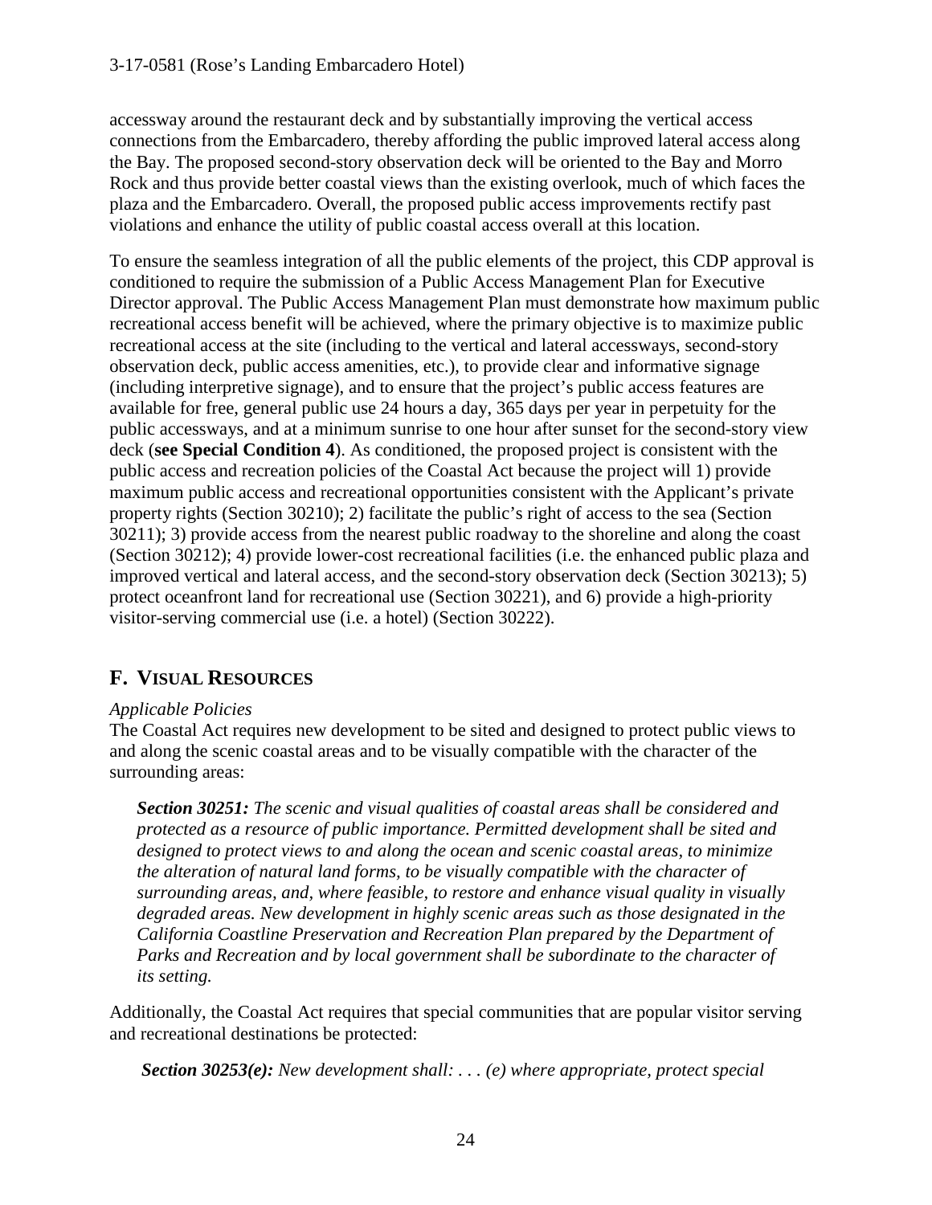accessway around the restaurant deck and by substantially improving the vertical access connections from the Embarcadero, thereby affording the public improved lateral access along the Bay. The proposed second-story observation deck will be oriented to the Bay and Morro Rock and thus provide better coastal views than the existing overlook, much of which faces the plaza and the Embarcadero. Overall, the proposed public access improvements rectify past violations and enhance the utility of public coastal access overall at this location.

To ensure the seamless integration of all the public elements of the project, this CDP approval is conditioned to require the submission of a Public Access Management Plan for Executive Director approval. The Public Access Management Plan must demonstrate how maximum public recreational access benefit will be achieved, where the primary objective is to maximize public recreational access at the site (including to the vertical and lateral accessways, second-story observation deck, public access amenities, etc.), to provide clear and informative signage (including interpretive signage), and to ensure that the project's public access features are available for free, general public use 24 hours a day, 365 days per year in perpetuity for the public accessways, and at a minimum sunrise to one hour after sunset for the second-story view deck (**see Special Condition 4**). As conditioned, the proposed project is consistent with the public access and recreation policies of the Coastal Act because the project will 1) provide maximum public access and recreational opportunities consistent with the Applicant's private property rights (Section 30210); 2) facilitate the public's right of access to the sea (Section 30211); 3) provide access from the nearest public roadway to the shoreline and along the coast (Section 30212); 4) provide lower-cost recreational facilities (i.e. the enhanced public plaza and improved vertical and lateral access, and the second-story observation deck (Section 30213); 5) protect oceanfront land for recreational use (Section 30221), and 6) provide a high-priority visitor-serving commercial use (i.e. a hotel) (Section 30222).

## F. VISUAL RESOURCES

*Applicable Policies*

The Coastal Act requires new development to be sited and designed to protect public views to and along the scenic coastal areas and to be visually compatible with the character of the surrounding areas:

> ***Section 30251:*** *The scenic and visual qualities of coastal areas shall be considered and protected as a resource of public importance. Permitted development shall be sited and designed to protect views to and along the ocean and scenic coastal areas, to minimize the alteration of natural land forms, to be visually compatible with the character of surrounding areas, and, where feasible, to restore and enhance visual quality in visually degraded areas. New development in highly scenic areas such as those designated in the California Coastline Preservation and Recreation Plan prepared by the Department of Parks and Recreation and by local government shall be subordinate to the character of its setting.*

Additionally, the Coastal Act requires that special communities that are popular visitor serving and recreational destinations be protected:

> ***Section 30253(e):*** *New development shall: . . . (e) where appropriate, protect special*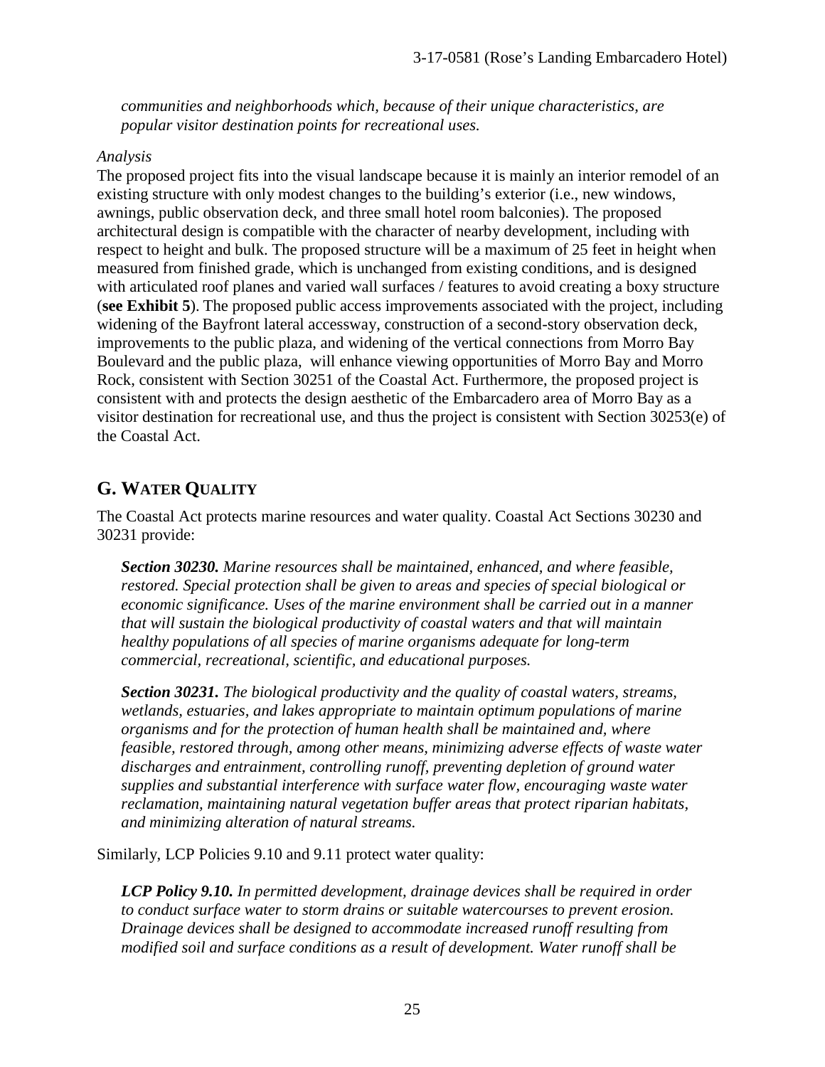*communities and neighborhoods which, because of their unique characteristics, are popular visitor destination points for recreational uses.*

*Analysis*

The proposed project fits into the visual landscape because it is mainly an interior remodel of an existing structure with only modest changes to the building's exterior (i.e., new windows, awnings, public observation deck, and three small hotel room balconies). The proposed architectural design is compatible with the character of nearby development, including with respect to height and bulk. The proposed structure will be a maximum of 25 feet in height when measured from finished grade, which is unchanged from existing conditions, and is designed with articulated roof planes and varied wall surfaces / features to avoid creating a boxy structure (**see Exhibit 5**). The proposed public access improvements associated with the project, including widening of the Bayfront lateral accessway, construction of a second-story observation deck, improvements to the public plaza, and widening of the vertical connections from Morro Bay Boulevard and the public plaza, will enhance viewing opportunities of Morro Bay and Morro Rock, consistent with Section 30251 of the Coastal Act. Furthermore, the proposed project is consistent with and protects the design aesthetic of the Embarcadero area of Morro Bay as a visitor destination for recreational use, and thus the project is consistent with Section 30253(e) of the Coastal Act.

## G. WATER QUALITY

The Coastal Act protects marine resources and water quality. Coastal Act Sections 30230 and 30231 provide:

> ***Section 30230.*** *Marine resources shall be maintained, enhanced, and where feasible, restored. Special protection shall be given to areas and species of special biological or economic significance. Uses of the marine environment shall be carried out in a manner that will sustain the biological productivity of coastal waters and that will maintain healthy populations of all species of marine organisms adequate for long-term commercial, recreational, scientific, and educational purposes.*

> ***Section 30231.*** *The biological productivity and the quality of coastal waters, streams, wetlands, estuaries, and lakes appropriate to maintain optimum populations of marine organisms and for the protection of human health shall be maintained and, where feasible, restored through, among other means, minimizing adverse effects of waste water discharges and entrainment, controlling runoff, preventing depletion of ground water supplies and substantial interference with surface water flow, encouraging waste water reclamation, maintaining natural vegetation buffer areas that protect riparian habitats, and minimizing alteration of natural streams.*

Similarly, LCP Policies 9.10 and 9.11 protect water quality:

> ***LCP Policy 9.10.*** *In permitted development, drainage devices shall be required in order to conduct surface water to storm drains or suitable watercourses to prevent erosion. Drainage devices shall be designed to accommodate increased runoff resulting from modified soil and surface conditions as a result of development. Water runoff shall be*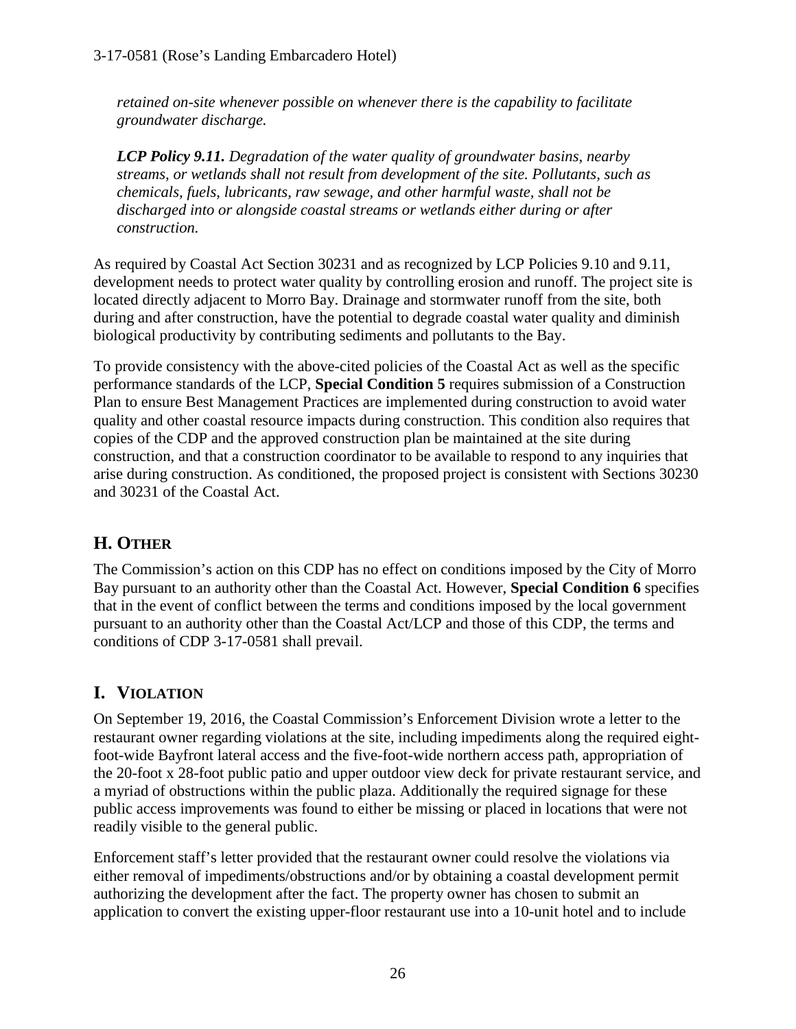*retained on-site whenever possible on whenever there is the capability to facilitate groundwater discharge.*

***LCP Policy 9.11.*** *Degradation of the water quality of groundwater basins, nearby streams, or wetlands shall not result from development of the site. Pollutants, such as chemicals, fuels, lubricants, raw sewage, and other harmful waste, shall not be discharged into or alongside coastal streams or wetlands either during or after construction.*

As required by Coastal Act Section 30231 and as recognized by LCP Policies 9.10 and 9.11, development needs to protect water quality by controlling erosion and runoff. The project site is located directly adjacent to Morro Bay. Drainage and stormwater runoff from the site, both during and after construction, have the potential to degrade coastal water quality and diminish biological productivity by contributing sediments and pollutants to the Bay.

To provide consistency with the above-cited policies of the Coastal Act as well as the specific performance standards of the LCP, **Special Condition 5** requires submission of a Construction Plan to ensure Best Management Practices are implemented during construction to avoid water quality and other coastal resource impacts during construction. This condition also requires that copies of the CDP and the approved construction plan be maintained at the site during construction, and that a construction coordinator to be available to respond to any inquiries that arise during construction. As conditioned, the proposed project is consistent with Sections 30230 and 30231 of the Coastal Act.

## H. OTHER

The Commission's action on this CDP has no effect on conditions imposed by the City of Morro Bay pursuant to an authority other than the Coastal Act. However, **Special Condition 6** specifies that in the event of conflict between the terms and conditions imposed by the local government pursuant to an authority other than the Coastal Act/LCP and those of this CDP, the terms and conditions of CDP 3-17-0581 shall prevail.

## I. VIOLATION

On September 19, 2016, the Coastal Commission's Enforcement Division wrote a letter to the restaurant owner regarding violations at the site, including impediments along the required eight-foot-wide Bayfront lateral access and the five-foot-wide northern access path, appropriation of the 20-foot x 28-foot public patio and upper outdoor view deck for private restaurant service, and a myriad of obstructions within the public plaza. Additionally the required signage for these public access improvements was found to either be missing or placed in locations that were not readily visible to the general public.

Enforcement staff's letter provided that the restaurant owner could resolve the violations via either removal of impediments/obstructions and/or by obtaining a coastal development permit authorizing the development after the fact. The property owner has chosen to submit an application to convert the existing upper-floor restaurant use into a 10-unit hotel and to include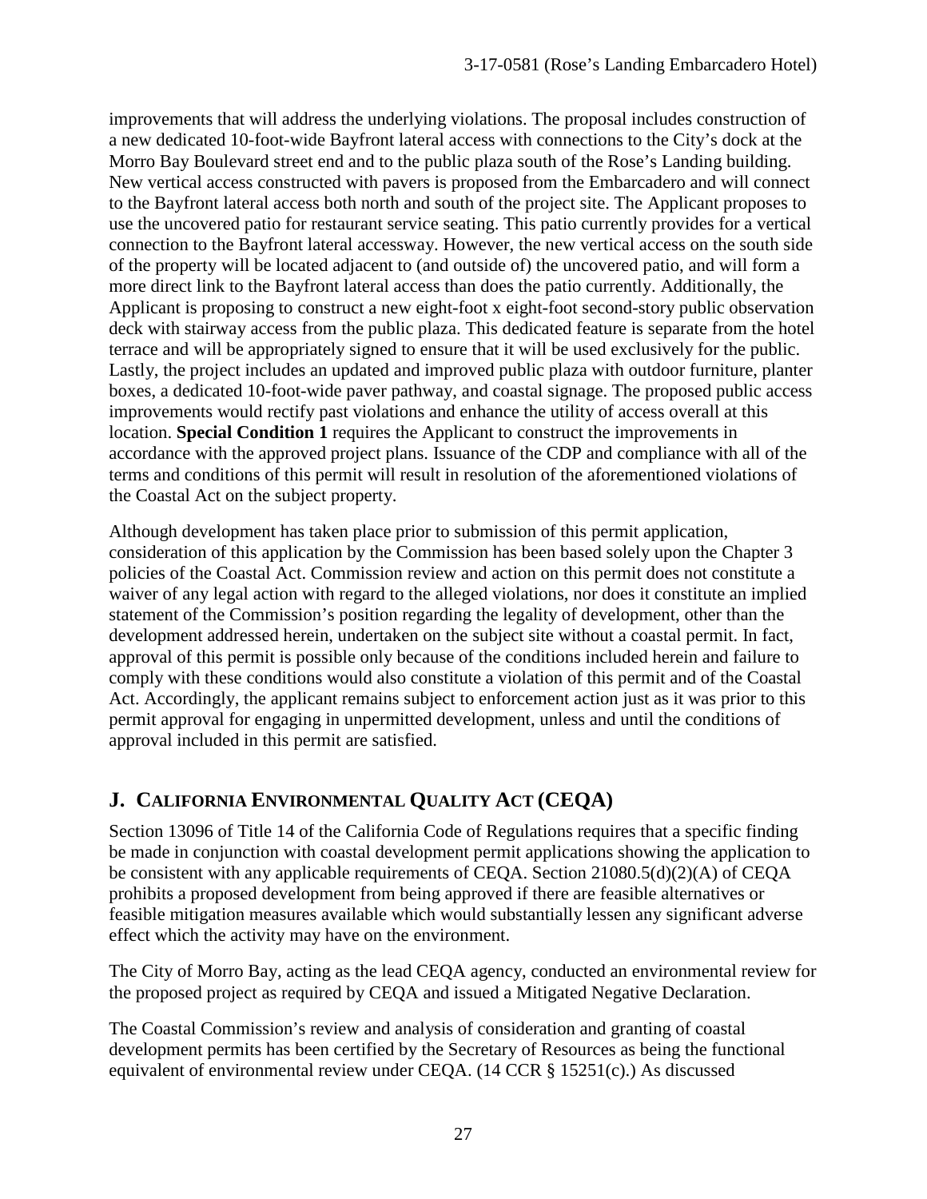improvements that will address the underlying violations. The proposal includes construction of a new dedicated 10-foot-wide Bayfront lateral access with connections to the City's dock at the Morro Bay Boulevard street end and to the public plaza south of the Rose's Landing building. New vertical access constructed with pavers is proposed from the Embarcadero and will connect to the Bayfront lateral access both north and south of the project site. The Applicant proposes to use the uncovered patio for restaurant service seating. This patio currently provides for a vertical connection to the Bayfront lateral accessway. However, the new vertical access on the south side of the property will be located adjacent to (and outside of) the uncovered patio, and will form a more direct link to the Bayfront lateral access than does the patio currently. Additionally, the Applicant is proposing to construct a new eight-foot x eight-foot second-story public observation deck with stairway access from the public plaza. This dedicated feature is separate from the hotel terrace and will be appropriately signed to ensure that it will be used exclusively for the public. Lastly, the project includes an updated and improved public plaza with outdoor furniture, planter boxes, a dedicated 10-foot-wide paver pathway, and coastal signage. The proposed public access improvements would rectify past violations and enhance the utility of access overall at this location. **Special Condition 1** requires the Applicant to construct the improvements in accordance with the approved project plans. Issuance of the CDP and compliance with all of the terms and conditions of this permit will result in resolution of the aforementioned violations of the Coastal Act on the subject property.

Although development has taken place prior to submission of this permit application, consideration of this application by the Commission has been based solely upon the Chapter 3 policies of the Coastal Act. Commission review and action on this permit does not constitute a waiver of any legal action with regard to the alleged violations, nor does it constitute an implied statement of the Commission's position regarding the legality of development, other than the development addressed herein, undertaken on the subject site without a coastal permit. In fact, approval of this permit is possible only because of the conditions included herein and failure to comply with these conditions would also constitute a violation of this permit and of the Coastal Act. Accordingly, the applicant remains subject to enforcement action just as it was prior to this permit approval for engaging in unpermitted development, unless and until the conditions of approval included in this permit are satisfied.

## J. CALIFORNIA ENVIRONMENTAL QUALITY ACT (CEQA)

Section 13096 of Title 14 of the California Code of Regulations requires that a specific finding be made in conjunction with coastal development permit applications showing the application to be consistent with any applicable requirements of CEQA. Section 21080.5(d)(2)(A) of CEQA prohibits a proposed development from being approved if there are feasible alternatives or feasible mitigation measures available which would substantially lessen any significant adverse effect which the activity may have on the environment.

The City of Morro Bay, acting as the lead CEQA agency, conducted an environmental review for the proposed project as required by CEQA and issued a Mitigated Negative Declaration.

The Coastal Commission's review and analysis of consideration and granting of coastal development permits has been certified by the Secretary of Resources as being the functional equivalent of environmental review under CEQA. (14 CCR § 15251(c).) As discussed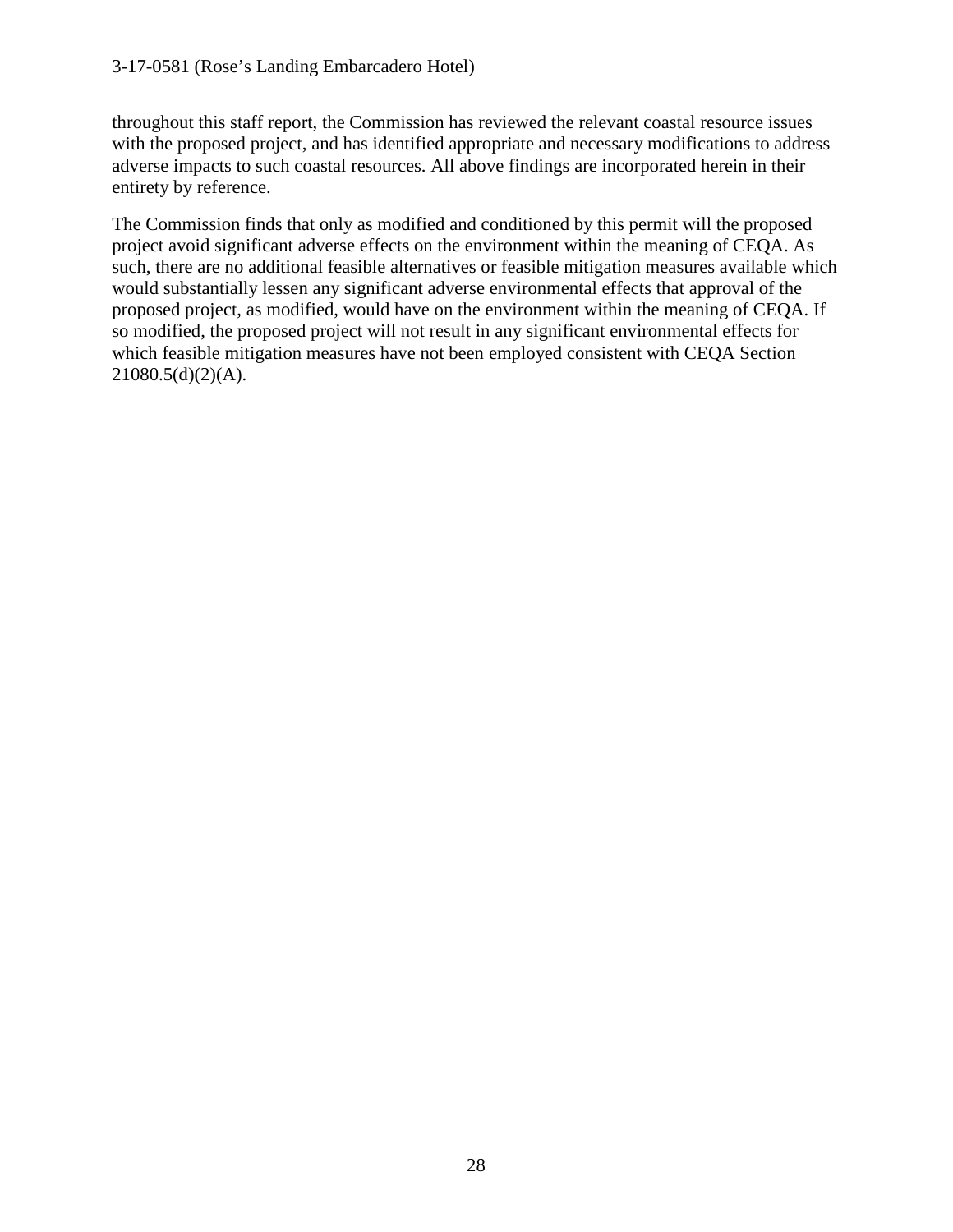throughout this staff report, the Commission has reviewed the relevant coastal resource issues with the proposed project, and has identified appropriate and necessary modifications to address adverse impacts to such coastal resources. All above findings are incorporated herein in their entirety by reference.

The Commission finds that only as modified and conditioned by this permit will the proposed project avoid significant adverse effects on the environment within the meaning of CEQA. As such, there are no additional feasible alternatives or feasible mitigation measures available which would substantially lessen any significant adverse environmental effects that approval of the proposed project, as modified, would have on the environment within the meaning of CEQA. If so modified, the proposed project will not result in any significant environmental effects for which feasible mitigation measures have not been employed consistent with CEQA Section 21080.5(d)(2)(A).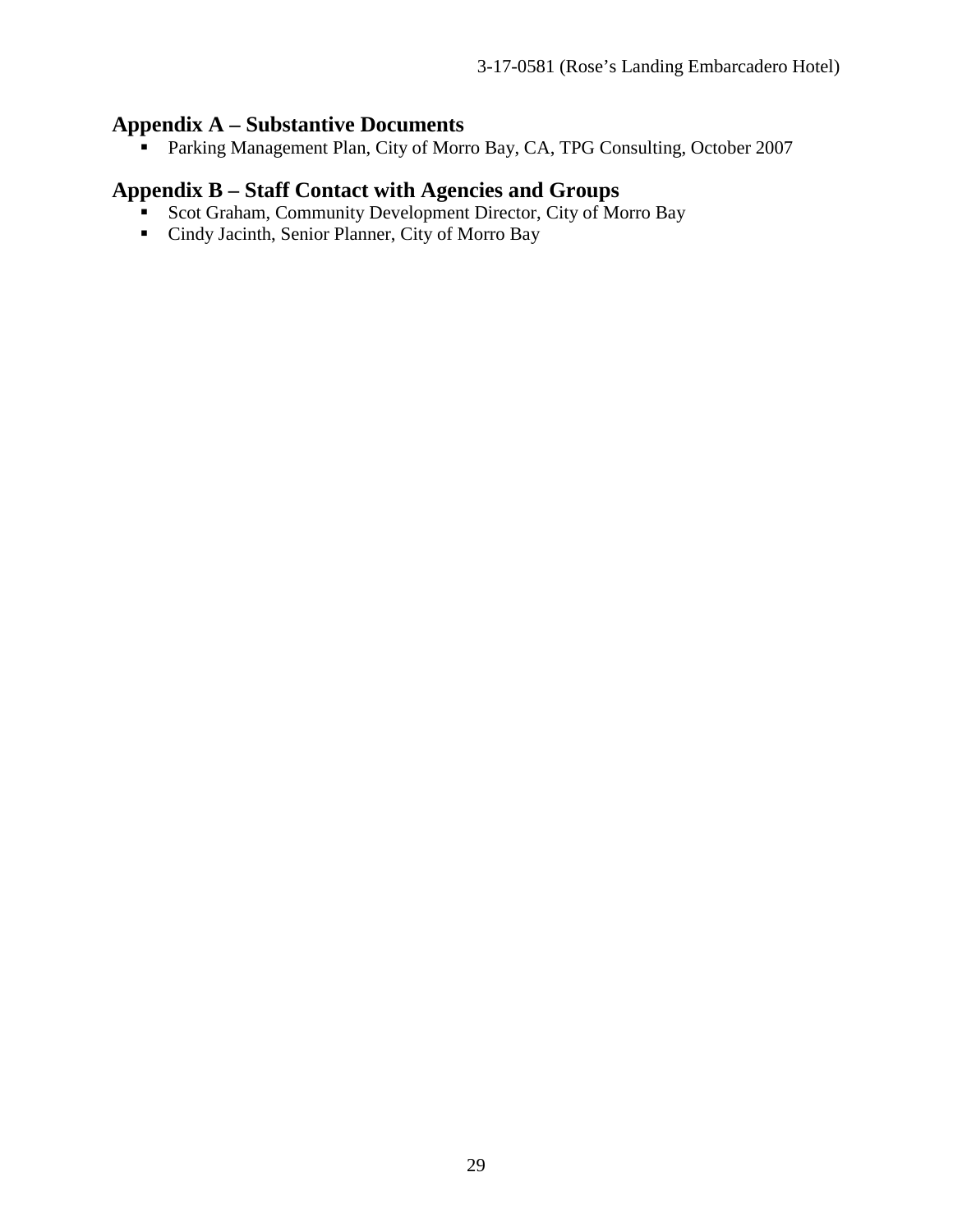## Appendix A – Substantive Documents

- Parking Management Plan, City of Morro Bay, CA, TPG Consulting, October 2007

## Appendix B – Staff Contact with Agencies and Groups

- Scot Graham, Community Development Director, City of Morro Bay
- Cindy Jacinth, Senior Planner, City of Morro Bay